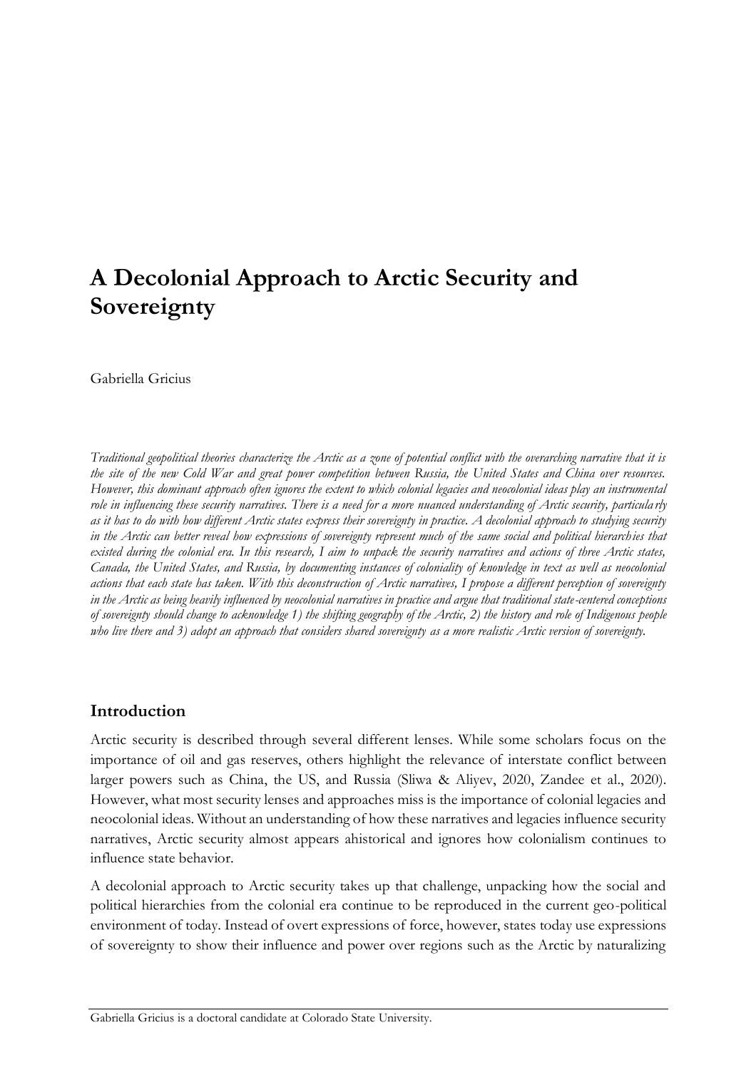# A Decolonial Approach to Arctic Security and Sovereignty

Gabriella Gricius

*Traditional geopolitical theories characterize the Arctic as a zone of potential conflict with the overarching narrative that it is the site of the new Cold War and great power competition between Russia, the United States and China over resources. However, this dominant approach often ignores the extent to which colonial legacies and neocolonial ideas play an instrumental role in influencing these security narratives. There is a need for a more nuanced understanding of Arctic security, particularly as it has to do with how different Arctic states express their sovereignty in practice. A decolonial approach to studying security in the Arctic can better reveal how expressions of sovereignty represent much of the same social and political hierarchies that existed during the colonial era. In this research, I aim to unpack the security narratives and actions of three Arctic states, Canada, the United States, and Russia, by documenting instances of coloniality of knowledge in text as well as neocolonial actions that each state has taken. With this deconstruction of Arctic narratives, I propose a different perception of sovereignty in the Arctic as being heavily influenced by neocolonial narratives in practice and argue that traditional state-centered conceptions of sovereignty should change to acknowledge 1) the shifting geography of the Arctic, 2) the history and role of Indigenous people who live there and 3) adopt an approach that considers shared sovereignty as a more realistic Arctic version of sovereignty.*

## Introduction

Arctic security is described through several different lenses. While some scholars focus on the importance of oil and gas reserves, others highlight the relevance of interstate conflict between larger powers such as China, the US, and Russia (Sliwa & Aliyev, 2020, Zandee et al., 2020). However, what most security lenses and approaches miss is the importance of colonial legacies and neocolonial ideas. Without an understanding of how these narratives and legacies influence security narratives, Arctic security almost appears ahistorical and ignores how colonialism continues to influence state behavior.

A decolonial approach to Arctic security takes up that challenge, unpacking how the social and political hierarchies from the colonial era continue to be reproduced in the current geo-political environment of today. Instead of overt expressions of force, however, states today use expressions of sovereignty to show their influence and power over regions such as the Arctic by naturalizing

Gabriella Gricius is a doctoral candidate at Colorado State University.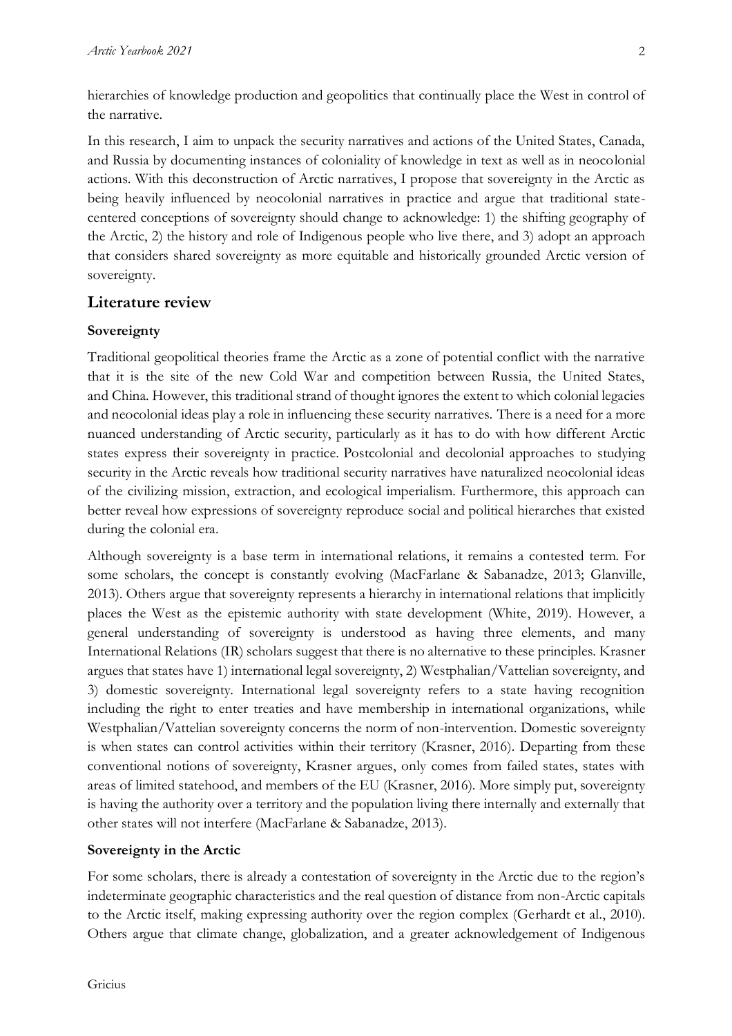hierarchies of knowledge production and geopolitics that continually place the West in control of the narrative.

In this research, I aim to unpack the security narratives and actions of the United States, Canada, and Russia by documenting instances of coloniality of knowledge in text as well as in neocolonial actions. With this deconstruction of Arctic narratives, I propose that sovereignty in the Arctic as being heavily influenced by neocolonial narratives in practice and argue that traditional state-centered conceptions of sovereignty should change to acknowledge: 1) the shifting geography of the Arctic, 2) the history and role of Indigenous people who live there, and 3) adopt an approach that considers shared sovereignty as more equitable and historically grounded Arctic version of sovereignty.

## Literature review

### Sovereignty

Traditional geopolitical theories frame the Arctic as a zone of potential conflict with the narrative that it is the site of the new Cold War and competition between Russia, the United States, and China. However, this traditional strand of thought ignores the extent to which colonial legacies and neocolonial ideas play a role in influencing these security narratives. There is a need for a more nuanced understanding of Arctic security, particularly as it has to do with how different Arctic states express their sovereignty in practice. Postcolonial and decolonial approaches to studying security in the Arctic reveals how traditional security narratives have naturalized neocolonial ideas of the civilizing mission, extraction, and ecological imperialism. Furthermore, this approach can better reveal how expressions of sovereignty reproduce social and political hierarches that existed during the colonial era.

Although sovereignty is a base term in international relations, it remains a contested term. For some scholars, the concept is constantly evolving (MacFarlane & Sabanadze, 2013; Glanville, 2013). Others argue that sovereignty represents a hierarchy in international relations that implicitly places the West as the epistemic authority with state development (White, 2019). However, a general understanding of sovereignty is understood as having three elements, and many International Relations (IR) scholars suggest that there is no alternative to these principles. Krasner argues that states have 1) international legal sovereignty, 2) Westphalian/Vattelian sovereignty, and 3) domestic sovereignty. International legal sovereignty refers to a state having recognition including the right to enter treaties and have membership in international organizations, while Westphalian/Vattelian sovereignty concerns the norm of non-intervention. Domestic sovereignty is when states can control activities within their territory (Krasner, 2016). Departing from these conventional notions of sovereignty, Krasner argues, only comes from failed states, states with areas of limited statehood, and members of the EU (Krasner, 2016). More simply put, sovereignty is having the authority over a territory and the population living there internally and externally that other states will not interfere (MacFarlane & Sabanadze, 2013).

### Sovereignty in the Arctic

For some scholars, there is already a contestation of sovereignty in the Arctic due to the region's indeterminate geographic characteristics and the real question of distance from non-Arctic capitals to the Arctic itself, making expressing authority over the region complex (Gerhardt et al., 2010). Others argue that climate change, globalization, and a greater acknowledgement of Indigenous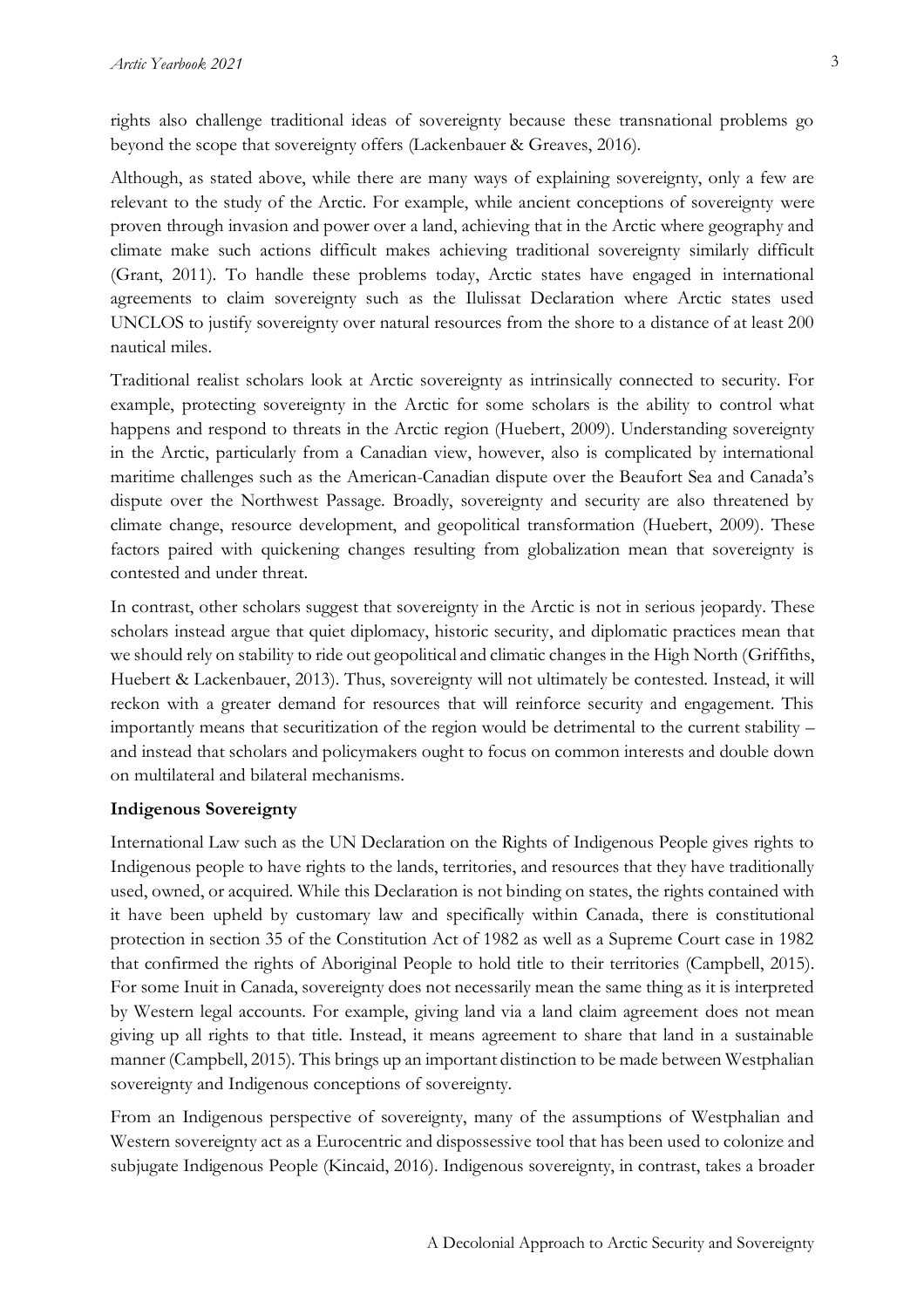rights also challenge traditional ideas of sovereignty because these transnational problems go beyond the scope that sovereignty offers (Lackenbauer & Greaves, 2016).

Although, as stated above, while there are many ways of explaining sovereignty, only a few are relevant to the study of the Arctic. For example, while ancient conceptions of sovereignty were proven through invasion and power over a land, achieving that in the Arctic where geography and climate make such actions difficult makes achieving traditional sovereignty similarly difficult (Grant, 2011). To handle these problems today, Arctic states have engaged in international agreements to claim sovereignty such as the Ilulissat Declaration where Arctic states used UNCLOS to justify sovereignty over natural resources from the shore to a distance of at least 200 nautical miles.

Traditional realist scholars look at Arctic sovereignty as intrinsically connected to security. For example, protecting sovereignty in the Arctic for some scholars is the ability to control what happens and respond to threats in the Arctic region (Huebert, 2009). Understanding sovereignty in the Arctic, particularly from a Canadian view, however, also is complicated by international maritime challenges such as the American-Canadian dispute over the Beaufort Sea and Canada's dispute over the Northwest Passage. Broadly, sovereignty and security are also threatened by climate change, resource development, and geopolitical transformation (Huebert, 2009). These factors paired with quickening changes resulting from globalization mean that sovereignty is contested and under threat.

In contrast, other scholars suggest that sovereignty in the Arctic is not in serious jeopardy. These scholars instead argue that quiet diplomacy, historic security, and diplomatic practices mean that we should rely on stability to ride out geopolitical and climatic changes in the High North (Griffiths, Huebert & Lackenbauer, 2013). Thus, sovereignty will not ultimately be contested. Instead, it will reckon with a greater demand for resources that will reinforce security and engagement. This importantly means that securitization of the region would be detrimental to the current stability – and instead that scholars and policymakers ought to focus on common interests and double down on multilateral and bilateral mechanisms.

**Indigenous Sovereignty**

International Law such as the UN Declaration on the Rights of Indigenous People gives rights to Indigenous people to have rights to the lands, territories, and resources that they have traditionally used, owned, or acquired. While this Declaration is not binding on states, the rights contained with it have been upheld by customary law and specifically within Canada, there is constitutional protection in section 35 of the Constitution Act of 1982 as well as a Supreme Court case in 1982 that confirmed the rights of Aboriginal People to hold title to their territories (Campbell, 2015). For some Inuit in Canada, sovereignty does not necessarily mean the same thing as it is interpreted by Western legal accounts. For example, giving land via a land claim agreement does not mean giving up all rights to that title. Instead, it means agreement to share that land in a sustainable manner (Campbell, 2015). This brings up an important distinction to be made between Westphalian sovereignty and Indigenous conceptions of sovereignty.

From an Indigenous perspective of sovereignty, many of the assumptions of Westphalian and Western sovereignty act as a Eurocentric and dispossessive tool that has been used to colonize and subjugate Indigenous People (Kincaid, 2016). Indigenous sovereignty, in contrast, takes a broader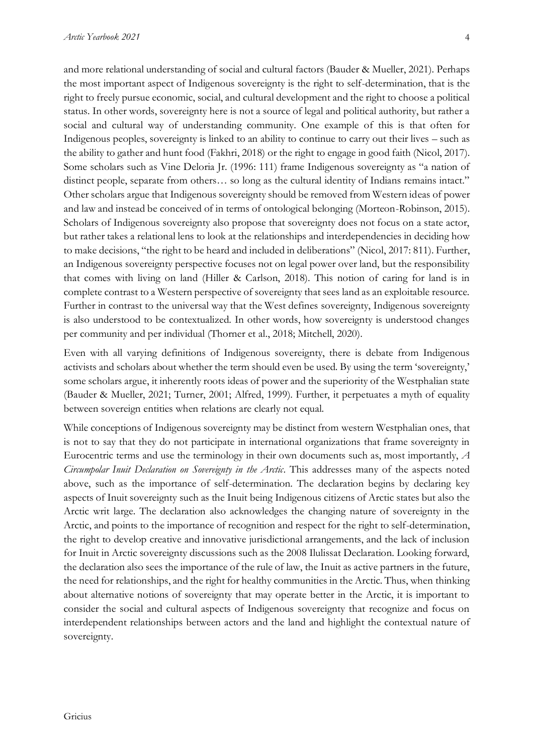and more relational understanding of social and cultural factors (Bauder & Mueller, 2021). Perhaps the most important aspect of Indigenous sovereignty is the right to self-determination, that is the right to freely pursue economic, social, and cultural development and the right to choose a political status. In other words, sovereignty here is not a source of legal and political authority, but rather a social and cultural way of understanding community. One example of this is that often for Indigenous peoples, sovereignty is linked to an ability to continue to carry out their lives – such as the ability to gather and hunt food (Fakhri, 2018) or the right to engage in good faith (Nicol, 2017). Some scholars such as Vine Deloria Jr. (1996: 111) frame Indigenous sovereignty as "a nation of distinct people, separate from others… so long as the cultural identity of Indians remains intact." Other scholars argue that Indigenous sovereignty should be removed from Western ideas of power and law and instead be conceived of in terms of ontological belonging (Morteon-Robinson, 2015). Scholars of Indigenous sovereignty also propose that sovereignty does not focus on a state actor, but rather takes a relational lens to look at the relationships and interdependencies in deciding how to make decisions, "the right to be heard and included in deliberations" (Nicol, 2017: 811). Further, an Indigenous sovereignty perspective focuses not on legal power over land, but the responsibility that comes with living on land (Hiller & Carlson, 2018). This notion of caring for land is in complete contrast to a Western perspective of sovereignty that sees land as an exploitable resource. Further in contrast to the universal way that the West defines sovereignty, Indigenous sovereignty is also understood to be contextualized. In other words, how sovereignty is understood changes per community and per individual (Thorner et al., 2018; Mitchell, 2020).

Even with all varying definitions of Indigenous sovereignty, there is debate from Indigenous activists and scholars about whether the term should even be used. By using the term 'sovereignty,' some scholars argue, it inherently roots ideas of power and the superiority of the Westphalian state (Bauder & Mueller, 2021; Turner, 2001; Alfred, 1999). Further, it perpetuates a myth of equality between sovereign entities when relations are clearly not equal.

While conceptions of Indigenous sovereignty may be distinct from western Westphalian ones, that is not to say that they do not participate in international organizations that frame sovereignty in Eurocentric terms and use the terminology in their own documents such as, most importantly, *A Circumpolar Inuit Declaration on Sovereignty in the Arctic*. This addresses many of the aspects noted above, such as the importance of self-determination. The declaration begins by declaring key aspects of Inuit sovereignty such as the Inuit being Indigenous citizens of Arctic states but also the Arctic writ large. The declaration also acknowledges the changing nature of sovereignty in the Arctic, and points to the importance of recognition and respect for the right to self-determination, the right to develop creative and innovative jurisdictional arrangements, and the lack of inclusion for Inuit in Arctic sovereignty discussions such as the 2008 Ilulissat Declaration. Looking forward, the declaration also sees the importance of the rule of law, the Inuit as active partners in the future, the need for relationships, and the right for healthy communities in the Arctic. Thus, when thinking about alternative notions of sovereignty that may operate better in the Arctic, it is important to consider the social and cultural aspects of Indigenous sovereignty that recognize and focus on interdependent relationships between actors and the land and highlight the contextual nature of sovereignty.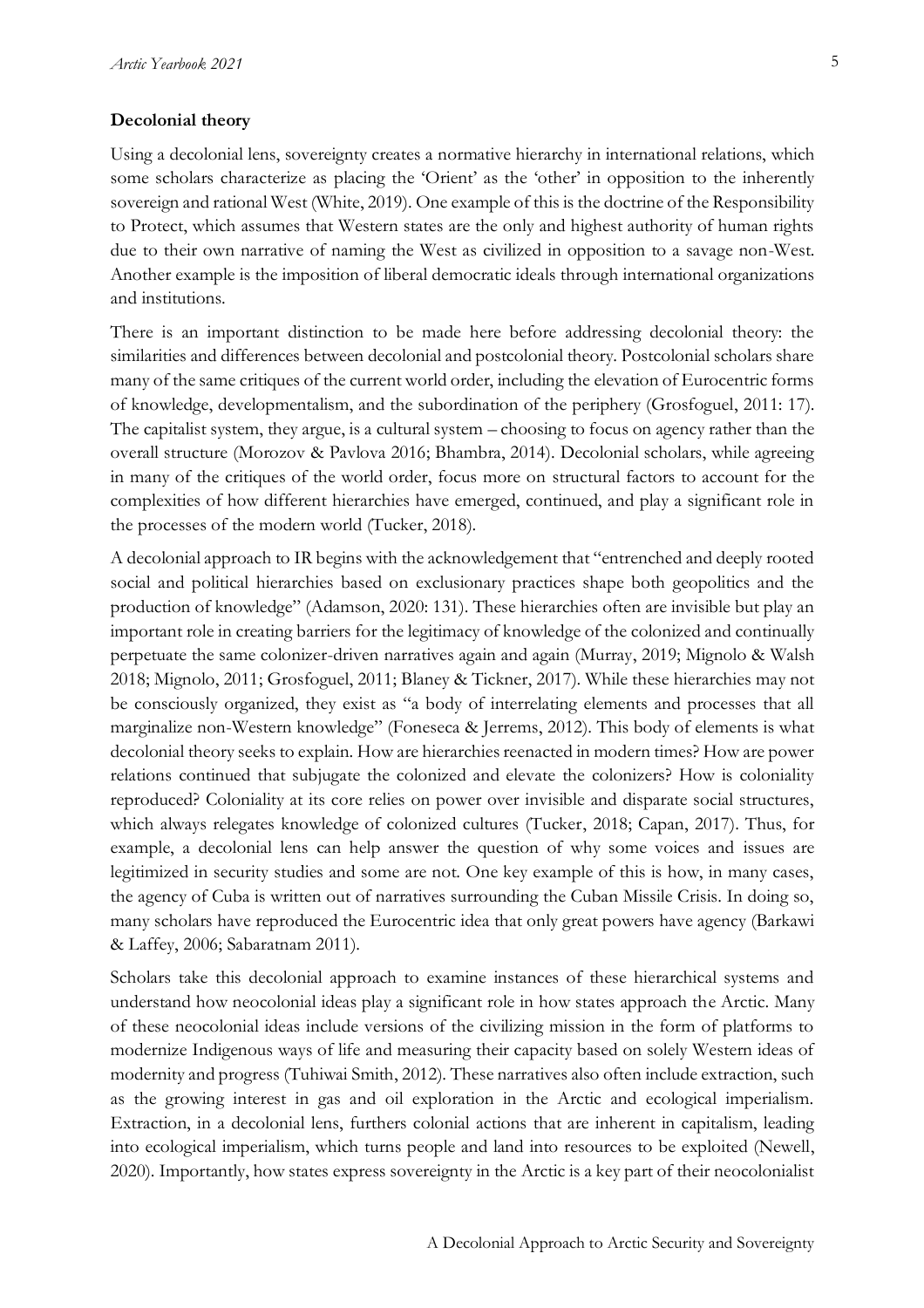**Decolonial theory**

Using a decolonial lens, sovereignty creates a normative hierarchy in international relations, which some scholars characterize as placing the 'Orient' as the 'other' in opposition to the inherently sovereign and rational West (White, 2019). One example of this is the doctrine of the Responsibility to Protect, which assumes that Western states are the only and highest authority of human rights due to their own narrative of naming the West as civilized in opposition to a savage non-West. Another example is the imposition of liberal democratic ideals through international organizations and institutions.

There is an important distinction to be made here before addressing decolonial theory: the similarities and differences between decolonial and postcolonial theory. Postcolonial scholars share many of the same critiques of the current world order, including the elevation of Eurocentric forms of knowledge, developmentalism, and the subordination of the periphery (Grosfoguel, 2011: 17). The capitalist system, they argue, is a cultural system – choosing to focus on agency rather than the overall structure (Morozov & Pavlova 2016; Bhambra, 2014). Decolonial scholars, while agreeing in many of the critiques of the world order, focus more on structural factors to account for the complexities of how different hierarchies have emerged, continued, and play a significant role in the processes of the modern world (Tucker, 2018).

A decolonial approach to IR begins with the acknowledgement that "entrenched and deeply rooted social and political hierarchies based on exclusionary practices shape both geopolitics and the production of knowledge" (Adamson, 2020: 131). These hierarchies often are invisible but play an important role in creating barriers for the legitimacy of knowledge of the colonized and continually perpetuate the same colonizer-driven narratives again and again (Murray, 2019; Mignolo & Walsh 2018; Mignolo, 2011; Grosfoguel, 2011; Blaney & Tickner, 2017). While these hierarchies may not be consciously organized, they exist as "a body of interrelating elements and processes that all marginalize non-Western knowledge" (Foneseca & Jerrems, 2012). This body of elements is what decolonial theory seeks to explain. How are hierarchies reenacted in modern times? How are power relations continued that subjugate the colonized and elevate the colonizers? How is coloniality reproduced? Coloniality at its core relies on power over invisible and disparate social structures, which always relegates knowledge of colonized cultures (Tucker, 2018; Capan, 2017). Thus, for example, a decolonial lens can help answer the question of why some voices and issues are legitimized in security studies and some are not. One key example of this is how, in many cases, the agency of Cuba is written out of narratives surrounding the Cuban Missile Crisis. In doing so, many scholars have reproduced the Eurocentric idea that only great powers have agency (Barkawi & Laffey, 2006; Sabaratnam 2011).

Scholars take this decolonial approach to examine instances of these hierarchical systems and understand how neocolonial ideas play a significant role in how states approach the Arctic. Many of these neocolonial ideas include versions of the civilizing mission in the form of platforms to modernize Indigenous ways of life and measuring their capacity based on solely Western ideas of modernity and progress (Tuhiwai Smith, 2012). These narratives also often include extraction, such as the growing interest in gas and oil exploration in the Arctic and ecological imperialism. Extraction, in a decolonial lens, furthers colonial actions that are inherent in capitalism, leading into ecological imperialism, which turns people and land into resources to be exploited (Newell, 2020). Importantly, how states express sovereignty in the Arctic is a key part of their neocolonialist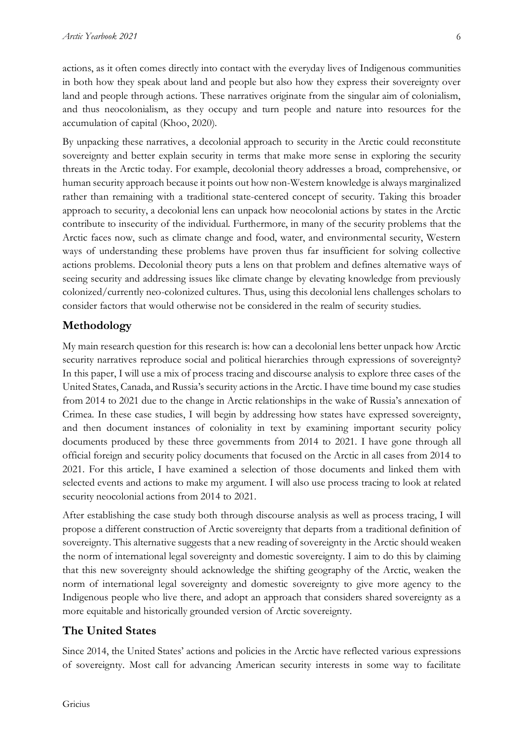actions, as it often comes directly into contact with the everyday lives of Indigenous communities in both how they speak about land and people but also how they express their sovereignty over land and people through actions. These narratives originate from the singular aim of colonialism, and thus neocolonialism, as they occupy and turn people and nature into resources for the accumulation of capital (Khoo, 2020).

By unpacking these narratives, a decolonial approach to security in the Arctic could reconstitute sovereignty and better explain security in terms that make more sense in exploring the security threats in the Arctic today. For example, decolonial theory addresses a broad, comprehensive, or human security approach because it points out how non-Western knowledge is always marginalized rather than remaining with a traditional state-centered concept of security. Taking this broader approach to security, a decolonial lens can unpack how neocolonial actions by states in the Arctic contribute to insecurity of the individual. Furthermore, in many of the security problems that the Arctic faces now, such as climate change and food, water, and environmental security, Western ways of understanding these problems have proven thus far insufficient for solving collective actions problems. Decolonial theory puts a lens on that problem and defines alternative ways of seeing security and addressing issues like climate change by elevating knowledge from previously colonized/currently neo-colonized cultures. Thus, using this decolonial lens challenges scholars to consider factors that would otherwise not be considered in the realm of security studies.

## Methodology

My main research question for this research is: how can a decolonial lens better unpack how Arctic security narratives reproduce social and political hierarchies through expressions of sovereignty? In this paper, I will use a mix of process tracing and discourse analysis to explore three cases of the United States, Canada, and Russia's security actions in the Arctic. I have time bound my case studies from 2014 to 2021 due to the change in Arctic relationships in the wake of Russia's annexation of Crimea. In these case studies, I will begin by addressing how states have expressed sovereignty, and then document instances of coloniality in text by examining important security policy documents produced by these three governments from 2014 to 2021. I have gone through all official foreign and security policy documents that focused on the Arctic in all cases from 2014 to 2021. For this article, I have examined a selection of those documents and linked them with selected events and actions to make my argument. I will also use process tracing to look at related security neocolonial actions from 2014 to 2021.

After establishing the case study both through discourse analysis as well as process tracing, I will propose a different construction of Arctic sovereignty that departs from a traditional definition of sovereignty. This alternative suggests that a new reading of sovereignty in the Arctic should weaken the norm of international legal sovereignty and domestic sovereignty. I aim to do this by claiming that this new sovereignty should acknowledge the shifting geography of the Arctic, weaken the norm of international legal sovereignty and domestic sovereignty to give more agency to the Indigenous people who live there, and adopt an approach that considers shared sovereignty as a more equitable and historically grounded version of Arctic sovereignty.

## The United States

Since 2014, the United States' actions and policies in the Arctic have reflected various expressions of sovereignty. Most call for advancing American security interests in some way to facilitate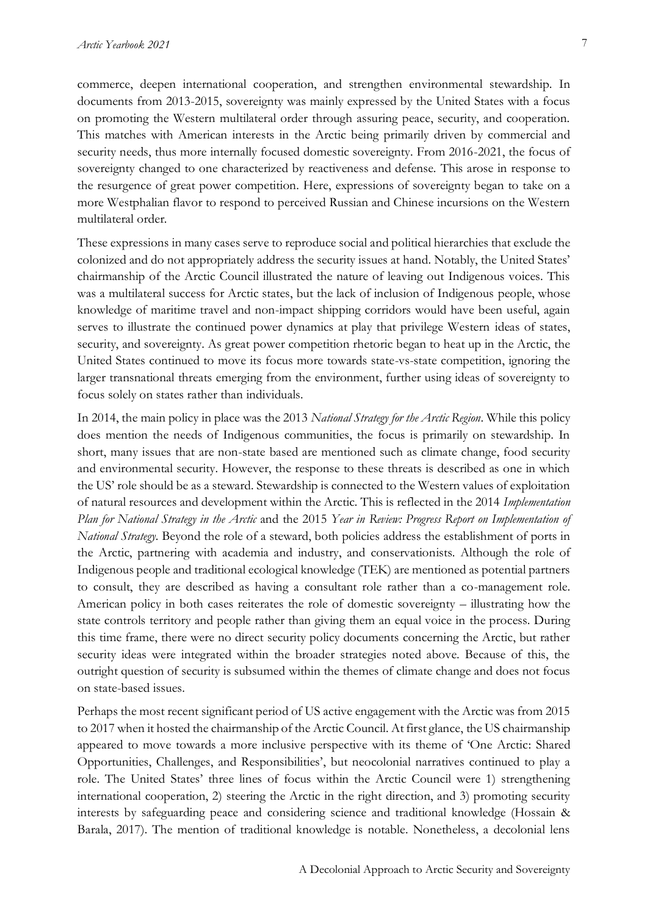commerce, deepen international cooperation, and strengthen environmental stewardship. In documents from 2013-2015, sovereignty was mainly expressed by the United States with a focus on promoting the Western multilateral order through assuring peace, security, and cooperation. This matches with American interests in the Arctic being primarily driven by commercial and security needs, thus more internally focused domestic sovereignty. From 2016-2021, the focus of sovereignty changed to one characterized by reactiveness and defense. This arose in response to the resurgence of great power competition. Here, expressions of sovereignty began to take on a more Westphalian flavor to respond to perceived Russian and Chinese incursions on the Western multilateral order.

These expressions in many cases serve to reproduce social and political hierarchies that exclude the colonized and do not appropriately address the security issues at hand. Notably, the United States' chairmanship of the Arctic Council illustrated the nature of leaving out Indigenous voices. This was a multilateral success for Arctic states, but the lack of inclusion of Indigenous people, whose knowledge of maritime travel and non-impact shipping corridors would have been useful, again serves to illustrate the continued power dynamics at play that privilege Western ideas of states, security, and sovereignty. As great power competition rhetoric began to heat up in the Arctic, the United States continued to move its focus more towards state-vs-state competition, ignoring the larger transnational threats emerging from the environment, further using ideas of sovereignty to focus solely on states rather than individuals.

In 2014, the main policy in place was the 2013 *National Strategy for the Arctic Region*. While this policy does mention the needs of Indigenous communities, the focus is primarily on stewardship. In short, many issues that are non-state based are mentioned such as climate change, food security and environmental security. However, the response to these threats is described as one in which the US' role should be as a steward. Stewardship is connected to the Western values of exploitation of natural resources and development within the Arctic. This is reflected in the 2014 *Implementation Plan for National Strategy in the Arctic* and the 2015 *Year in Review: Progress Report on Implementation of National Strategy*. Beyond the role of a steward, both policies address the establishment of ports in the Arctic, partnering with academia and industry, and conservationists. Although the role of Indigenous people and traditional ecological knowledge (TEK) are mentioned as potential partners to consult, they are described as having a consultant role rather than a co-management role. American policy in both cases reiterates the role of domestic sovereignty – illustrating how the state controls territory and people rather than giving them an equal voice in the process. During this time frame, there were no direct security policy documents concerning the Arctic, but rather security ideas were integrated within the broader strategies noted above. Because of this, the outright question of security is subsumed within the themes of climate change and does not focus on state-based issues.

Perhaps the most recent significant period of US active engagement with the Arctic was from 2015 to 2017 when it hosted the chairmanship of the Arctic Council. At first glance, the US chairmanship appeared to move towards a more inclusive perspective with its theme of 'One Arctic: Shared Opportunities, Challenges, and Responsibilities', but neocolonial narratives continued to play a role. The United States' three lines of focus within the Arctic Council were 1) strengthening international cooperation, 2) steering the Arctic in the right direction, and 3) promoting security interests by safeguarding peace and considering science and traditional knowledge (Hossain & Barala, 2017). The mention of traditional knowledge is notable. Nonetheless, a decolonial lens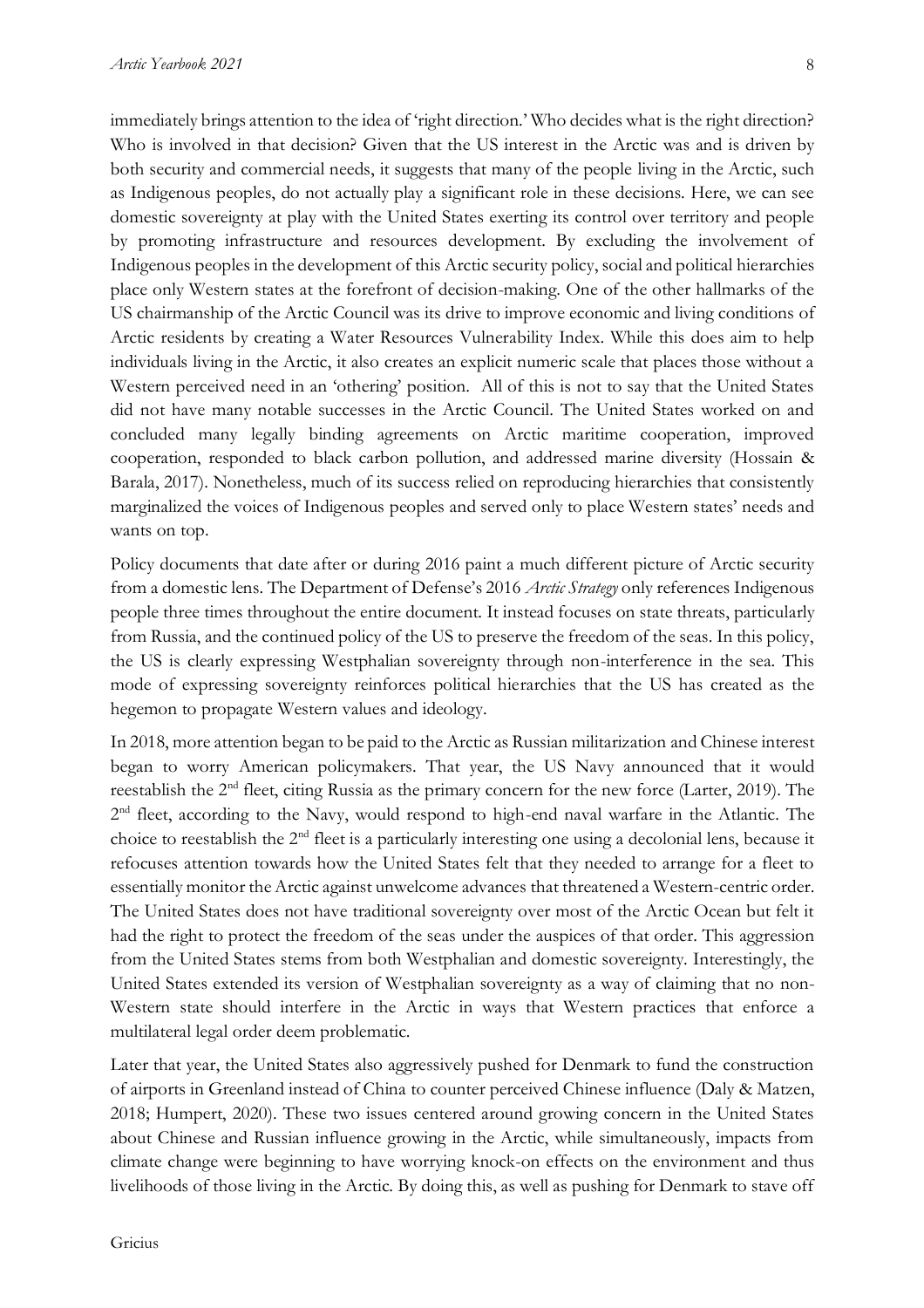immediately brings attention to the idea of 'right direction.' Who decides what is the right direction? Who is involved in that decision? Given that the US interest in the Arctic was and is driven by both security and commercial needs, it suggests that many of the people living in the Arctic, such as Indigenous peoples, do not actually play a significant role in these decisions. Here, we can see domestic sovereignty at play with the United States exerting its control over territory and people by promoting infrastructure and resources development. By excluding the involvement of Indigenous peoples in the development of this Arctic security policy, social and political hierarchies place only Western states at the forefront of decision-making. One of the other hallmarks of the US chairmanship of the Arctic Council was its drive to improve economic and living conditions of Arctic residents by creating a Water Resources Vulnerability Index. While this does aim to help individuals living in the Arctic, it also creates an explicit numeric scale that places those without a Western perceived need in an 'othering' position. All of this is not to say that the United States did not have many notable successes in the Arctic Council. The United States worked on and concluded many legally binding agreements on Arctic maritime cooperation, improved cooperation, responded to black carbon pollution, and addressed marine diversity (Hossain & Barala, 2017). Nonetheless, much of its success relied on reproducing hierarchies that consistently marginalized the voices of Indigenous peoples and served only to place Western states' needs and wants on top.

Policy documents that date after or during 2016 paint a much different picture of Arctic security from a domestic lens. The Department of Defense's 2016 *Arctic Strategy* only references Indigenous people three times throughout the entire document. It instead focuses on state threats, particularly from Russia, and the continued policy of the US to preserve the freedom of the seas. In this policy, the US is clearly expressing Westphalian sovereignty through non-interference in the sea. This mode of expressing sovereignty reinforces political hierarchies that the US has created as the hegemon to propagate Western values and ideology.

In 2018, more attention began to be paid to the Arctic as Russian militarization and Chinese interest began to worry American policymakers. That year, the US Navy announced that it would reestablish the 2nd fleet, citing Russia as the primary concern for the new force (Larter, 2019). The 2nd fleet, according to the Navy, would respond to high-end naval warfare in the Atlantic. The choice to reestablish the 2nd fleet is a particularly interesting one using a decolonial lens, because it refocuses attention towards how the United States felt that they needed to arrange for a fleet to essentially monitor the Arctic against unwelcome advances that threatened a Western-centric order. The United States does not have traditional sovereignty over most of the Arctic Ocean but felt it had the right to protect the freedom of the seas under the auspices of that order. This aggression from the United States stems from both Westphalian and domestic sovereignty. Interestingly, the United States extended its version of Westphalian sovereignty as a way of claiming that no non-Western state should interfere in the Arctic in ways that Western practices that enforce a multilateral legal order deem problematic.

Later that year, the United States also aggressively pushed for Denmark to fund the construction of airports in Greenland instead of China to counter perceived Chinese influence (Daly & Matzen, 2018; Humpert, 2020). These two issues centered around growing concern in the United States about Chinese and Russian influence growing in the Arctic, while simultaneously, impacts from climate change were beginning to have worrying knock-on effects on the environment and thus livelihoods of those living in the Arctic. By doing this, as well as pushing for Denmark to stave off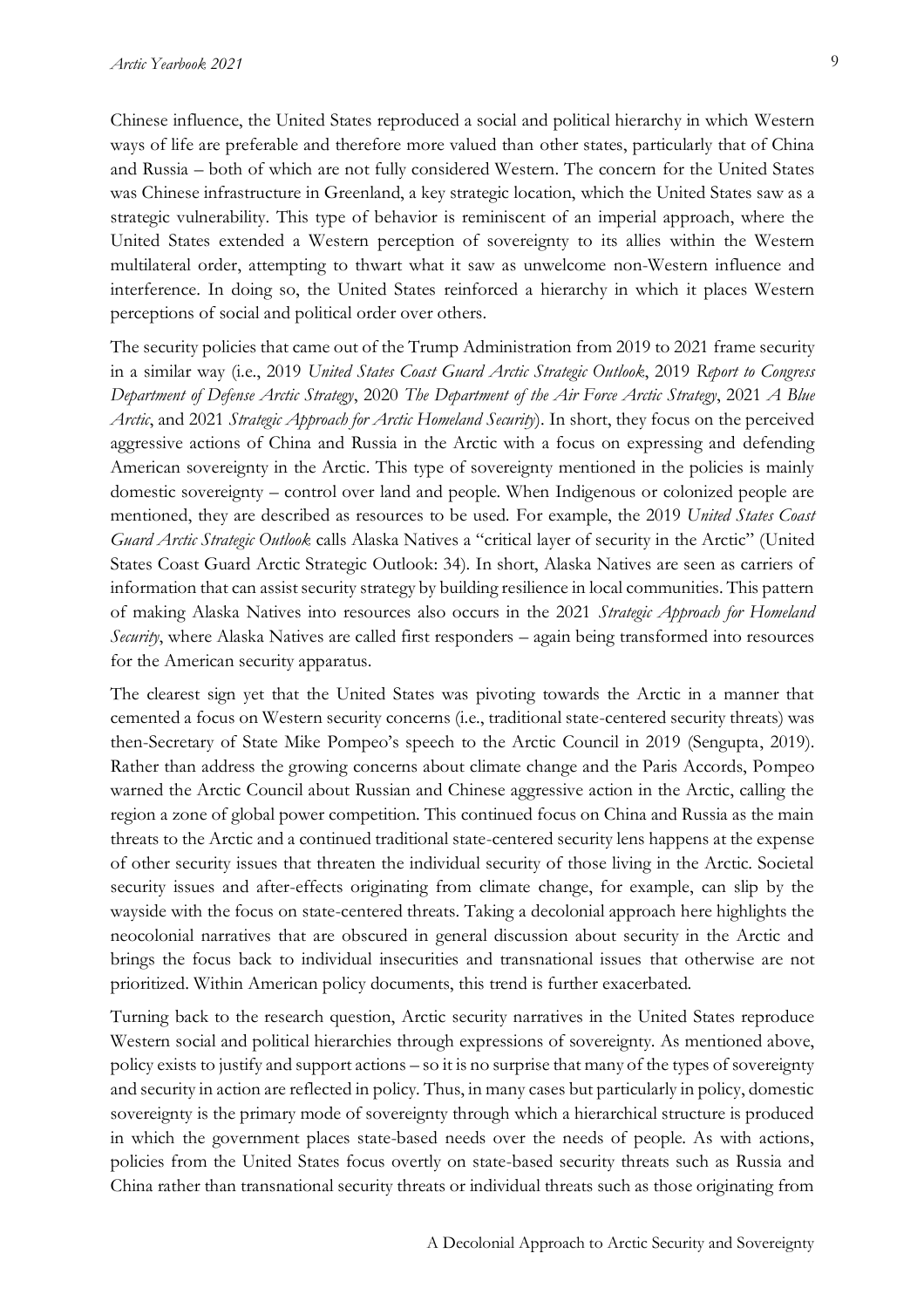Chinese influence, the United States reproduced a social and political hierarchy in which Western ways of life are preferable and therefore more valued than other states, particularly that of China and Russia – both of which are not fully considered Western. The concern for the United States was Chinese infrastructure in Greenland, a key strategic location, which the United States saw as a strategic vulnerability. This type of behavior is reminiscent of an imperial approach, where the United States extended a Western perception of sovereignty to its allies within the Western multilateral order, attempting to thwart what it saw as unwelcome non-Western influence and interference. In doing so, the United States reinforced a hierarchy in which it places Western perceptions of social and political order over others.

The security policies that came out of the Trump Administration from 2019 to 2021 frame security in a similar way (i.e., 2019 *United States Coast Guard Arctic Strategic Outlook*, 2019 *Report to Congress Department of Defense Arctic Strategy*, 2020 *The Department of the Air Force Arctic Strategy*, 2021 *A Blue Arctic*, and 2021 *Strategic Approach for Arctic Homeland Security*). In short, they focus on the perceived aggressive actions of China and Russia in the Arctic with a focus on expressing and defending American sovereignty in the Arctic. This type of sovereignty mentioned in the policies is mainly domestic sovereignty – control over land and people. When Indigenous or colonized people are mentioned, they are described as resources to be used. For example, the 2019 *United States Coast Guard Arctic Strategic Outlook* calls Alaska Natives a "critical layer of security in the Arctic" (United States Coast Guard Arctic Strategic Outlook: 34). In short, Alaska Natives are seen as carriers of information that can assist security strategy by building resilience in local communities. This pattern of making Alaska Natives into resources also occurs in the 2021 *Strategic Approach for Homeland Security*, where Alaska Natives are called first responders – again being transformed into resources for the American security apparatus.

The clearest sign yet that the United States was pivoting towards the Arctic in a manner that cemented a focus on Western security concerns (i.e., traditional state-centered security threats) was then-Secretary of State Mike Pompeo's speech to the Arctic Council in 2019 (Sengupta, 2019). Rather than address the growing concerns about climate change and the Paris Accords, Pompeo warned the Arctic Council about Russian and Chinese aggressive action in the Arctic, calling the region a zone of global power competition. This continued focus on China and Russia as the main threats to the Arctic and a continued traditional state-centered security lens happens at the expense of other security issues that threaten the individual security of those living in the Arctic. Societal security issues and after-effects originating from climate change, for example, can slip by the wayside with the focus on state-centered threats. Taking a decolonial approach here highlights the neocolonial narratives that are obscured in general discussion about security in the Arctic and brings the focus back to individual insecurities and transnational issues that otherwise are not prioritized. Within American policy documents, this trend is further exacerbated.

Turning back to the research question, Arctic security narratives in the United States reproduce Western social and political hierarchies through expressions of sovereignty. As mentioned above, policy exists to justify and support actions – so it is no surprise that many of the types of sovereignty and security in action are reflected in policy. Thus, in many cases but particularly in policy, domestic sovereignty is the primary mode of sovereignty through which a hierarchical structure is produced in which the government places state-based needs over the needs of people. As with actions, policies from the United States focus overtly on state-based security threats such as Russia and China rather than transnational security threats or individual threats such as those originating from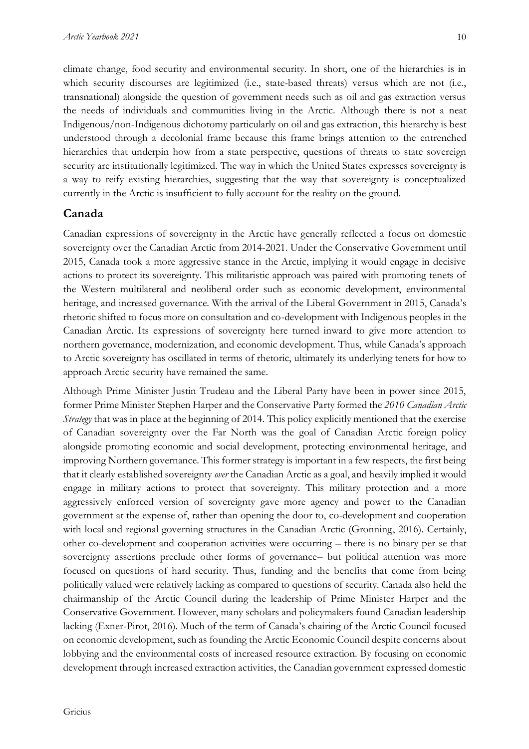climate change, food security and environmental security. In short, one of the hierarchies is in which security discourses are legitimized (i.e., state-based threats) versus which are not (i.e., transnational) alongside the question of government needs such as oil and gas extraction versus the needs of individuals and communities living in the Arctic. Although there is not a neat Indigenous/non-Indigenous dichotomy particularly on oil and gas extraction, this hierarchy is best understood through a decolonial frame because this frame brings attention to the entrenched hierarchies that underpin how from a state perspective, questions of threats to state sovereign security are institutionally legitimized. The way in which the United States expresses sovereignty is a way to reify existing hierarchies, suggesting that the way that sovereignty is conceptualized currently in the Arctic is insufficient to fully account for the reality on the ground.

## Canada

Canadian expressions of sovereignty in the Arctic have generally reflected a focus on domestic sovereignty over the Canadian Arctic from 2014-2021. Under the Conservative Government until 2015, Canada took a more aggressive stance in the Arctic, implying it would engage in decisive actions to protect its sovereignty. This militaristic approach was paired with promoting tenets of the Western multilateral and neoliberal order such as economic development, environmental heritage, and increased governance. With the arrival of the Liberal Government in 2015, Canada's rhetoric shifted to focus more on consultation and co-development with Indigenous peoples in the Canadian Arctic. Its expressions of sovereignty here turned inward to give more attention to northern governance, modernization, and economic development. Thus, while Canada's approach to Arctic sovereignty has oscillated in terms of rhetoric, ultimately its underlying tenets for how to approach Arctic security have remained the same.

Although Prime Minister Justin Trudeau and the Liberal Party have been in power since 2015, former Prime Minister Stephen Harper and the Conservative Party formed the *2010 Canadian Arctic Strategy* that was in place at the beginning of 2014. This policy explicitly mentioned that the exercise of Canadian sovereignty over the Far North was the goal of Canadian Arctic foreign policy alongside promoting economic and social development, protecting environmental heritage, and improving Northern governance. This former strategy is important in a few respects, the first being that it clearly established sovereignty *over* the Canadian Arctic as a goal, and heavily implied it would engage in military actions to protect that sovereignty. This military protection and a more aggressively enforced version of sovereignty gave more agency and power to the Canadian government at the expense of, rather than opening the door to, co-development and cooperation with local and regional governing structures in the Canadian Arctic (Gronning, 2016). Certainly, other co-development and cooperation activities were occurring – there is no binary per se that sovereignty assertions preclude other forms of governance– but political attention was more focused on questions of hard security. Thus, funding and the benefits that come from being politically valued were relatively lacking as compared to questions of security. Canada also held the chairmanship of the Arctic Council during the leadership of Prime Minister Harper and the Conservative Government. However, many scholars and policymakers found Canadian leadership lacking (Exner-Pirot, 2016). Much of the term of Canada's chairing of the Arctic Council focused on economic development, such as founding the Arctic Economic Council despite concerns about lobbying and the environmental costs of increased resource extraction. By focusing on economic development through increased extraction activities, the Canadian government expressed domestic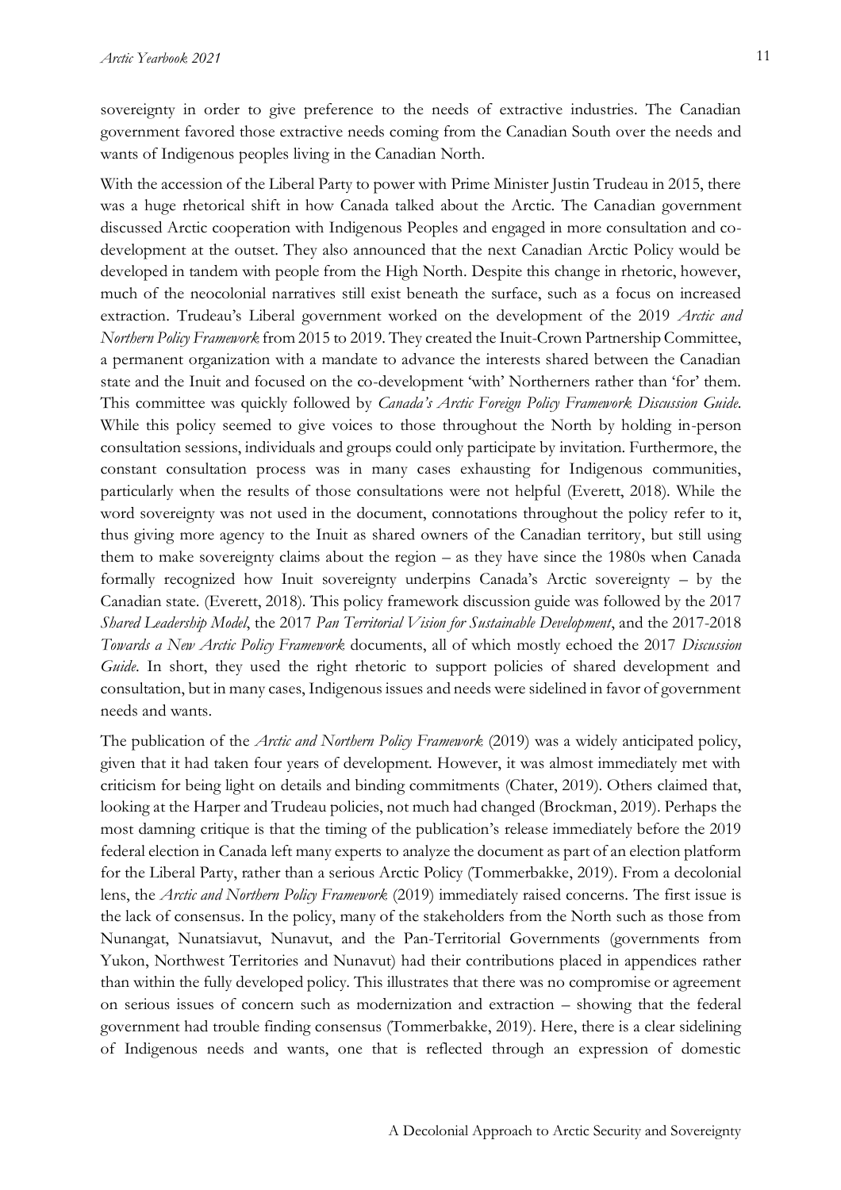sovereignty in order to give preference to the needs of extractive industries. The Canadian government favored those extractive needs coming from the Canadian South over the needs and wants of Indigenous peoples living in the Canadian North.

With the accession of the Liberal Party to power with Prime Minister Justin Trudeau in 2015, there was a huge rhetorical shift in how Canada talked about the Arctic. The Canadian government discussed Arctic cooperation with Indigenous Peoples and engaged in more consultation and co-development at the outset. They also announced that the next Canadian Arctic Policy would be developed in tandem with people from the High North. Despite this change in rhetoric, however, much of the neocolonial narratives still exist beneath the surface, such as a focus on increased extraction. Trudeau's Liberal government worked on the development of the 2019 *Arctic and Northern Policy Framework* from 2015 to 2019. They created the Inuit-Crown Partnership Committee, a permanent organization with a mandate to advance the interests shared between the Canadian state and the Inuit and focused on the co-development 'with' Northerners rather than 'for' them. This committee was quickly followed by *Canada's Arctic Foreign Policy Framework Discussion Guide*. While this policy seemed to give voices to those throughout the North by holding in-person consultation sessions, individuals and groups could only participate by invitation. Furthermore, the constant consultation process was in many cases exhausting for Indigenous communities, particularly when the results of those consultations were not helpful (Everett, 2018). While the word sovereignty was not used in the document, connotations throughout the policy refer to it, thus giving more agency to the Inuit as shared owners of the Canadian territory, but still using them to make sovereignty claims about the region – as they have since the 1980s when Canada formally recognized how Inuit sovereignty underpins Canada's Arctic sovereignty – by the Canadian state. (Everett, 2018). This policy framework discussion guide was followed by the 2017 *Shared Leadership Model*, the 2017 *Pan Territorial Vision for Sustainable Development*, and the 2017-2018 *Towards a New Arctic Policy Framework* documents, all of which mostly echoed the 2017 *Discussion Guide*. In short, they used the right rhetoric to support policies of shared development and consultation, but in many cases, Indigenous issues and needs were sidelined in favor of government needs and wants.

The publication of the *Arctic and Northern Policy Framework* (2019) was a widely anticipated policy, given that it had taken four years of development. However, it was almost immediately met with criticism for being light on details and binding commitments (Chater, 2019). Others claimed that, looking at the Harper and Trudeau policies, not much had changed (Brockman, 2019). Perhaps the most damning critique is that the timing of the publication's release immediately before the 2019 federal election in Canada left many experts to analyze the document as part of an election platform for the Liberal Party, rather than a serious Arctic Policy (Tommerbakke, 2019). From a decolonial lens, the *Arctic and Northern Policy Framework* (2019) immediately raised concerns. The first issue is the lack of consensus. In the policy, many of the stakeholders from the North such as those from Nunangat, Nunatsiavut, Nunavut, and the Pan-Territorial Governments (governments from Yukon, Northwest Territories and Nunavut) had their contributions placed in appendices rather than within the fully developed policy. This illustrates that there was no compromise or agreement on serious issues of concern such as modernization and extraction – showing that the federal government had trouble finding consensus (Tommerbakke, 2019). Here, there is a clear sidelining of Indigenous needs and wants, one that is reflected through an expression of domestic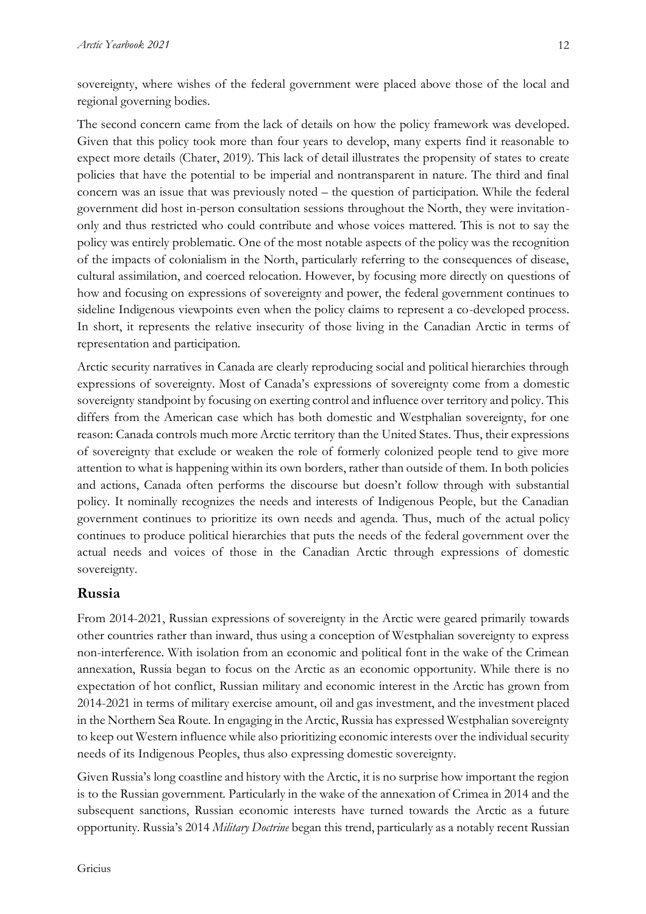sovereignty, where wishes of the federal government were placed above those of the local and regional governing bodies.

The second concern came from the lack of details on how the policy framework was developed. Given that this policy took more than four years to develop, many experts find it reasonable to expect more details (Chater, 2019). This lack of detail illustrates the propensity of states to create policies that have the potential to be imperial and nontransparent in nature. The third and final concern was an issue that was previously noted – the question of participation. While the federal government did host in-person consultation sessions throughout the North, they were invitation-only and thus restricted who could contribute and whose voices mattered. This is not to say the policy was entirely problematic. One of the most notable aspects of the policy was the recognition of the impacts of colonialism in the North, particularly referring to the consequences of disease, cultural assimilation, and coerced relocation. However, by focusing more directly on questions of how and focusing on expressions of sovereignty and power, the federal government continues to sideline Indigenous viewpoints even when the policy claims to represent a co-developed process. In short, it represents the relative insecurity of those living in the Canadian Arctic in terms of representation and participation.

Arctic security narratives in Canada are clearly reproducing social and political hierarchies through expressions of sovereignty. Most of Canada's expressions of sovereignty come from a domestic sovereignty standpoint by focusing on exerting control and influence over territory and policy. This differs from the American case which has both domestic and Westphalian sovereignty, for one reason: Canada controls much more Arctic territory than the United States. Thus, their expressions of sovereignty that exclude or weaken the role of formerly colonized people tend to give more attention to what is happening within its own borders, rather than outside of them. In both policies and actions, Canada often performs the discourse but doesn't follow through with substantial policy. It nominally recognizes the needs and interests of Indigenous People, but the Canadian government continues to prioritize its own needs and agenda. Thus, much of the actual policy continues to produce political hierarchies that puts the needs of the federal government over the actual needs and voices of those in the Canadian Arctic through expressions of domestic sovereignty.

## Russia

From 2014-2021, Russian expressions of sovereignty in the Arctic were geared primarily towards other countries rather than inward, thus using a conception of Westphalian sovereignty to express non-interference. With isolation from an economic and political font in the wake of the Crimean annexation, Russia began to focus on the Arctic as an economic opportunity. While there is no expectation of hot conflict, Russian military and economic interest in the Arctic has grown from 2014-2021 in terms of military exercise amount, oil and gas investment, and the investment placed in the Northern Sea Route. In engaging in the Arctic, Russia has expressed Westphalian sovereignty to keep out Western influence while also prioritizing economic interests over the individual security needs of its Indigenous Peoples, thus also expressing domestic sovereignty.

Given Russia's long coastline and history with the Arctic, it is no surprise how important the region is to the Russian government. Particularly in the wake of the annexation of Crimea in 2014 and the subsequent sanctions, Russian economic interests have turned towards the Arctic as a future opportunity. Russia's 2014 *Military Doctrine* began this trend, particularly as a notably recent Russian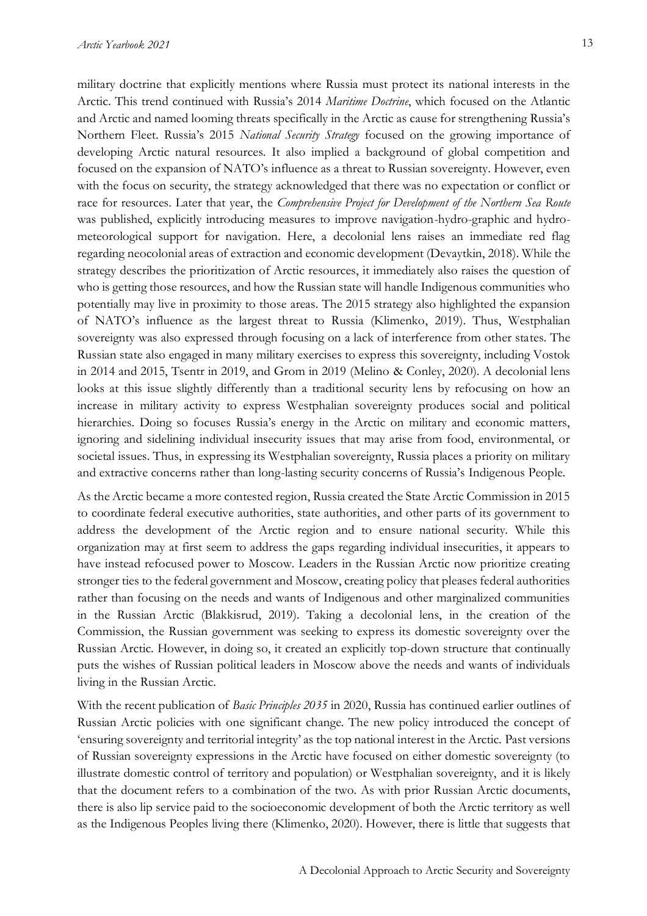military doctrine that explicitly mentions where Russia must protect its national interests in the Arctic. This trend continued with Russia's 2014 *Maritime Doctrine*, which focused on the Atlantic and Arctic and named looming threats specifically in the Arctic as cause for strengthening Russia's Northern Fleet. Russia's 2015 *National Security Strategy* focused on the growing importance of developing Arctic natural resources. It also implied a background of global competition and focused on the expansion of NATO's influence as a threat to Russian sovereignty. However, even with the focus on security, the strategy acknowledged that there was no expectation or conflict or race for resources. Later that year, the *Comprehensive Project for Development of the Northern Sea Route* was published, explicitly introducing measures to improve navigation-hydro-graphic and hydro-meteorological support for navigation. Here, a decolonial lens raises an immediate red flag regarding neocolonial areas of extraction and economic development (Devaytkin, 2018). While the strategy describes the prioritization of Arctic resources, it immediately also raises the question of who is getting those resources, and how the Russian state will handle Indigenous communities who potentially may live in proximity to those areas. The 2015 strategy also highlighted the expansion of NATO's influence as the largest threat to Russia (Klimenko, 2019). Thus, Westphalian sovereignty was also expressed through focusing on a lack of interference from other states. The Russian state also engaged in many military exercises to express this sovereignty, including Vostok in 2014 and 2015, Tsentr in 2019, and Grom in 2019 (Melino & Conley, 2020). A decolonial lens looks at this issue slightly differently than a traditional security lens by refocusing on how an increase in military activity to express Westphalian sovereignty produces social and political hierarchies. Doing so focuses Russia's energy in the Arctic on military and economic matters, ignoring and sidelining individual insecurity issues that may arise from food, environmental, or societal issues. Thus, in expressing its Westphalian sovereignty, Russia places a priority on military and extractive concerns rather than long-lasting security concerns of Russia's Indigenous People.

As the Arctic became a more contested region, Russia created the State Arctic Commission in 2015 to coordinate federal executive authorities, state authorities, and other parts of its government to address the development of the Arctic region and to ensure national security. While this organization may at first seem to address the gaps regarding individual insecurities, it appears to have instead refocused power to Moscow. Leaders in the Russian Arctic now prioritize creating stronger ties to the federal government and Moscow, creating policy that pleases federal authorities rather than focusing on the needs and wants of Indigenous and other marginalized communities in the Russian Arctic (Blakkisrud, 2019). Taking a decolonial lens, in the creation of the Commission, the Russian government was seeking to express its domestic sovereignty over the Russian Arctic. However, in doing so, it created an explicitly top-down structure that continually puts the wishes of Russian political leaders in Moscow above the needs and wants of individuals living in the Russian Arctic.

With the recent publication of *Basic Principles 2035* in 2020, Russia has continued earlier outlines of Russian Arctic policies with one significant change. The new policy introduced the concept of 'ensuring sovereignty and territorial integrity' as the top national interest in the Arctic. Past versions of Russian sovereignty expressions in the Arctic have focused on either domestic sovereignty (to illustrate domestic control of territory and population) or Westphalian sovereignty, and it is likely that the document refers to a combination of the two. As with prior Russian Arctic documents, there is also lip service paid to the socioeconomic development of both the Arctic territory as well as the Indigenous Peoples living there (Klimenko, 2020). However, there is little that suggests that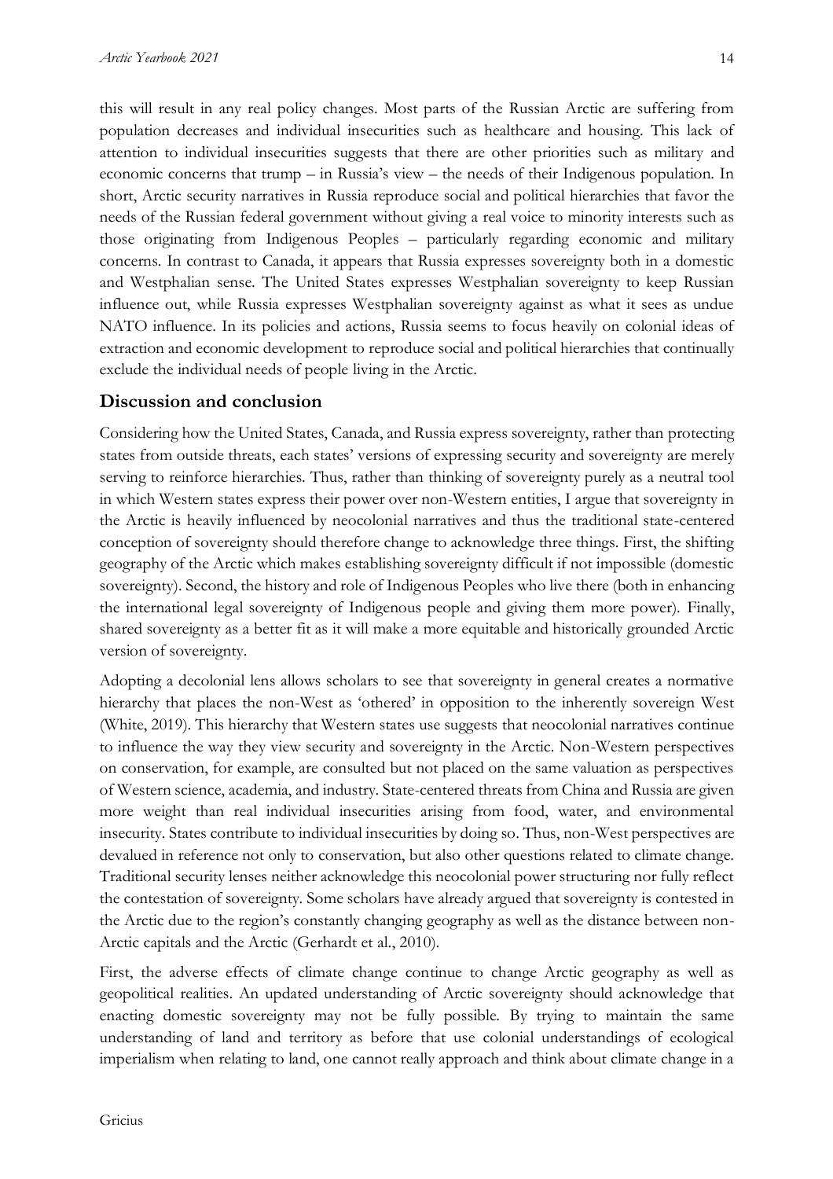this will result in any real policy changes. Most parts of the Russian Arctic are suffering from population decreases and individual insecurities such as healthcare and housing. This lack of attention to individual insecurities suggests that there are other priorities such as military and economic concerns that trump – in Russia's view – the needs of their Indigenous population. In short, Arctic security narratives in Russia reproduce social and political hierarchies that favor the needs of the Russian federal government without giving a real voice to minority interests such as those originating from Indigenous Peoples – particularly regarding economic and military concerns. In contrast to Canada, it appears that Russia expresses sovereignty both in a domestic and Westphalian sense. The United States expresses Westphalian sovereignty to keep Russian influence out, while Russia expresses Westphalian sovereignty against as what it sees as undue NATO influence. In its policies and actions, Russia seems to focus heavily on colonial ideas of extraction and economic development to reproduce social and political hierarchies that continually exclude the individual needs of people living in the Arctic.

## Discussion and conclusion

Considering how the United States, Canada, and Russia express sovereignty, rather than protecting states from outside threats, each states' versions of expressing security and sovereignty are merely serving to reinforce hierarchies. Thus, rather than thinking of sovereignty purely as a neutral tool in which Western states express their power over non-Western entities, I argue that sovereignty in the Arctic is heavily influenced by neocolonial narratives and thus the traditional state-centered conception of sovereignty should therefore change to acknowledge three things. First, the shifting geography of the Arctic which makes establishing sovereignty difficult if not impossible (domestic sovereignty). Second, the history and role of Indigenous Peoples who live there (both in enhancing the international legal sovereignty of Indigenous people and giving them more power). Finally, shared sovereignty as a better fit as it will make a more equitable and historically grounded Arctic version of sovereignty.

Adopting a decolonial lens allows scholars to see that sovereignty in general creates a normative hierarchy that places the non-West as 'othered' in opposition to the inherently sovereign West (White, 2019). This hierarchy that Western states use suggests that neocolonial narratives continue to influence the way they view security and sovereignty in the Arctic. Non-Western perspectives on conservation, for example, are consulted but not placed on the same valuation as perspectives of Western science, academia, and industry. State-centered threats from China and Russia are given more weight than real individual insecurities arising from food, water, and environmental insecurity. States contribute to individual insecurities by doing so. Thus, non-West perspectives are devalued in reference not only to conservation, but also other questions related to climate change. Traditional security lenses neither acknowledge this neocolonial power structuring nor fully reflect the contestation of sovereignty. Some scholars have already argued that sovereignty is contested in the Arctic due to the region's constantly changing geography as well as the distance between non-Arctic capitals and the Arctic (Gerhardt et al., 2010).

First, the adverse effects of climate change continue to change Arctic geography as well as geopolitical realities. An updated understanding of Arctic sovereignty should acknowledge that enacting domestic sovereignty may not be fully possible. By trying to maintain the same understanding of land and territory as before that use colonial understandings of ecological imperialism when relating to land, one cannot really approach and think about climate change in a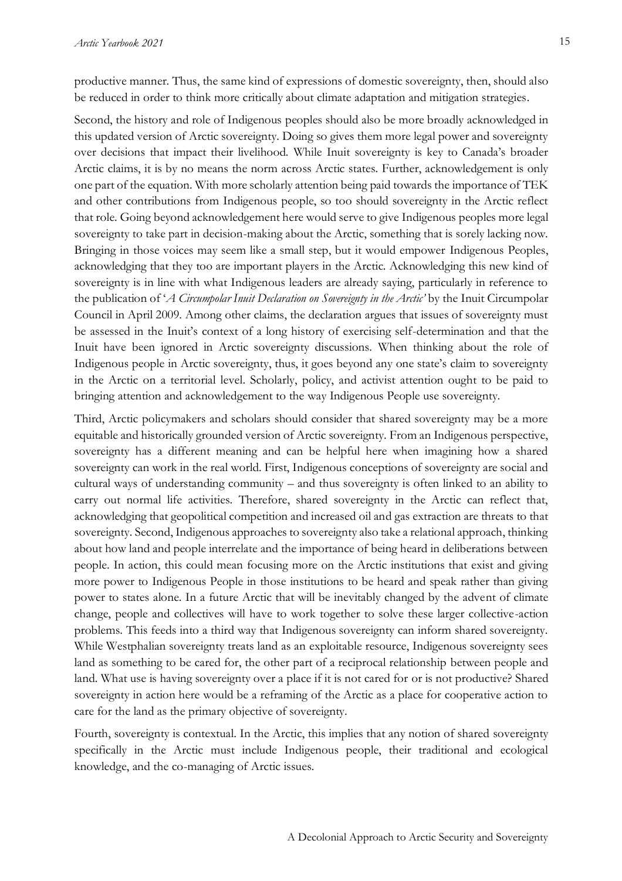productive manner. Thus, the same kind of expressions of domestic sovereignty, then, should also be reduced in order to think more critically about climate adaptation and mitigation strategies.

Second, the history and role of Indigenous peoples should also be more broadly acknowledged in this updated version of Arctic sovereignty. Doing so gives them more legal power and sovereignty over decisions that impact their livelihood. While Inuit sovereignty is key to Canada's broader Arctic claims, it is by no means the norm across Arctic states. Further, acknowledgement is only one part of the equation. With more scholarly attention being paid towards the importance of TEK and other contributions from Indigenous people, so too should sovereignty in the Arctic reflect that role. Going beyond acknowledgement here would serve to give Indigenous peoples more legal sovereignty to take part in decision-making about the Arctic, something that is sorely lacking now. Bringing in those voices may seem like a small step, but it would empower Indigenous Peoples, acknowledging that they too are important players in the Arctic. Acknowledging this new kind of sovereignty is in line with what Indigenous leaders are already saying, particularly in reference to the publication of '*A Circumpolar Inuit Declaration on Sovereignty in the Arctic'* by the Inuit Circumpolar Council in April 2009. Among other claims, the declaration argues that issues of sovereignty must be assessed in the Inuit's context of a long history of exercising self-determination and that the Inuit have been ignored in Arctic sovereignty discussions. When thinking about the role of Indigenous people in Arctic sovereignty, thus, it goes beyond any one state's claim to sovereignty in the Arctic on a territorial level. Scholarly, policy, and activist attention ought to be paid to bringing attention and acknowledgement to the way Indigenous People use sovereignty.

Third, Arctic policymakers and scholars should consider that shared sovereignty may be a more equitable and historically grounded version of Arctic sovereignty. From an Indigenous perspective, sovereignty has a different meaning and can be helpful here when imagining how a shared sovereignty can work in the real world. First, Indigenous conceptions of sovereignty are social and cultural ways of understanding community – and thus sovereignty is often linked to an ability to carry out normal life activities. Therefore, shared sovereignty in the Arctic can reflect that, acknowledging that geopolitical competition and increased oil and gas extraction are threats to that sovereignty. Second, Indigenous approaches to sovereignty also take a relational approach, thinking about how land and people interrelate and the importance of being heard in deliberations between people. In action, this could mean focusing more on the Arctic institutions that exist and giving more power to Indigenous People in those institutions to be heard and speak rather than giving power to states alone. In a future Arctic that will be inevitably changed by the advent of climate change, people and collectives will have to work together to solve these larger collective-action problems. This feeds into a third way that Indigenous sovereignty can inform shared sovereignty. While Westphalian sovereignty treats land as an exploitable resource, Indigenous sovereignty sees land as something to be cared for, the other part of a reciprocal relationship between people and land. What use is having sovereignty over a place if it is not cared for or is not productive? Shared sovereignty in action here would be a reframing of the Arctic as a place for cooperative action to care for the land as the primary objective of sovereignty.

Fourth, sovereignty is contextual. In the Arctic, this implies that any notion of shared sovereignty specifically in the Arctic must include Indigenous people, their traditional and ecological knowledge, and the co-managing of Arctic issues.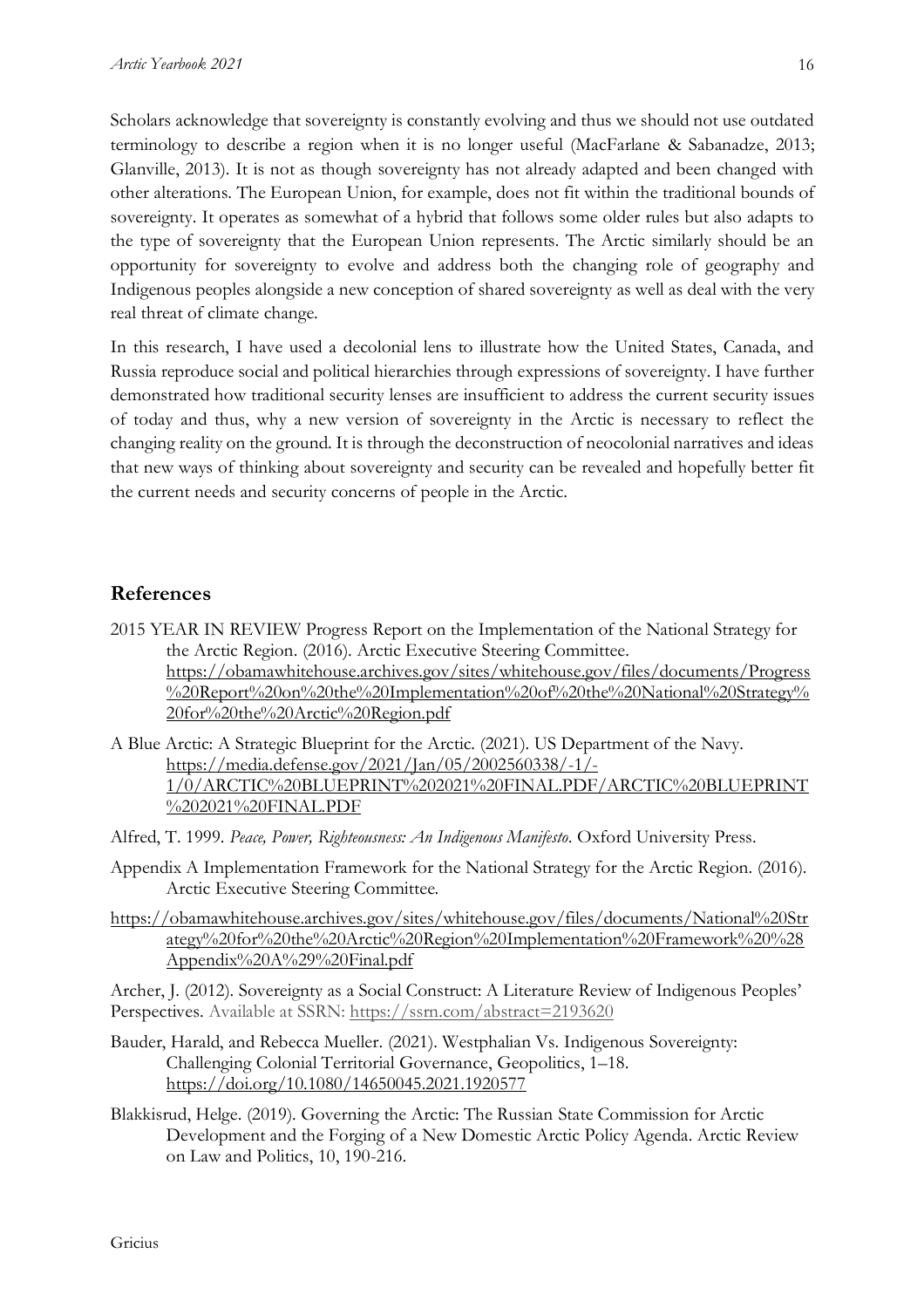Scholars acknowledge that sovereignty is constantly evolving and thus we should not use outdated terminology to describe a region when it is no longer useful (MacFarlane & Sabanadze, 2013; Glanville, 2013). It is not as though sovereignty has not already adapted and been changed with other alterations. The European Union, for example, does not fit within the traditional bounds of sovereignty. It operates as somewhat of a hybrid that follows some older rules but also adapts to the type of sovereignty that the European Union represents. The Arctic similarly should be an opportunity for sovereignty to evolve and address both the changing role of geography and Indigenous peoples alongside a new conception of shared sovereignty as well as deal with the very real threat of climate change.

In this research, I have used a decolonial lens to illustrate how the United States, Canada, and Russia reproduce social and political hierarchies through expressions of sovereignty. I have further demonstrated how traditional security lenses are insufficient to address the current security issues of today and thus, why a new version of sovereignty in the Arctic is necessary to reflect the changing reality on the ground. It is through the deconstruction of neocolonial narratives and ideas that new ways of thinking about sovereignty and security can be revealed and hopefully better fit the current needs and security concerns of people in the Arctic.

## References

2015 YEAR IN REVIEW Progress Report on the Implementation of the National Strategy for the Arctic Region. (2016). Arctic Executive Steering Committee. https://obamawhitehouse.archives.gov/sites/whitehouse.gov/files/documents/Progress%20Report%20on%20the%20Implementation%20of%20the%20National%20Strategy%20for%20the%20Arctic%20Region.pdf

A Blue Arctic: A Strategic Blueprint for the Arctic. (2021). US Department of the Navy. https://media.defense.gov/2021/Jan/05/2002560338/-1/-1/0/ARCTIC%20BLUEPRINT%202021%20FINAL.PDF/ARCTIC%20BLUEPRINT%202021%20FINAL.PDF

Alfred, T. 1999. *Peace, Power, Righteousness: An Indigenous Manifesto*. Oxford University Press.

Appendix A Implementation Framework for the National Strategy for the Arctic Region. (2016). Arctic Executive Steering Committee.

https://obamawhitehouse.archives.gov/sites/whitehouse.gov/files/documents/National%20Strategy%20for%20the%20Arctic%20Region%20Implementation%20Framework%20%28Appendix%20A%29%20Final.pdf

Archer, J. (2012). Sovereignty as a Social Construct: A Literature Review of Indigenous Peoples' Perspectives. Available at SSRN: https://ssrn.com/abstract=2193620

Bauder, Harald, and Rebecca Mueller. (2021). Westphalian Vs. Indigenous Sovereignty: Challenging Colonial Territorial Governance, Geopolitics, 1–18. https://doi.org/10.1080/14650045.2021.1920577

Blakkisrud, Helge. (2019). Governing the Arctic: The Russian State Commission for Arctic Development and the Forging of a New Domestic Arctic Policy Agenda. Arctic Review on Law and Politics, 10, 190-216.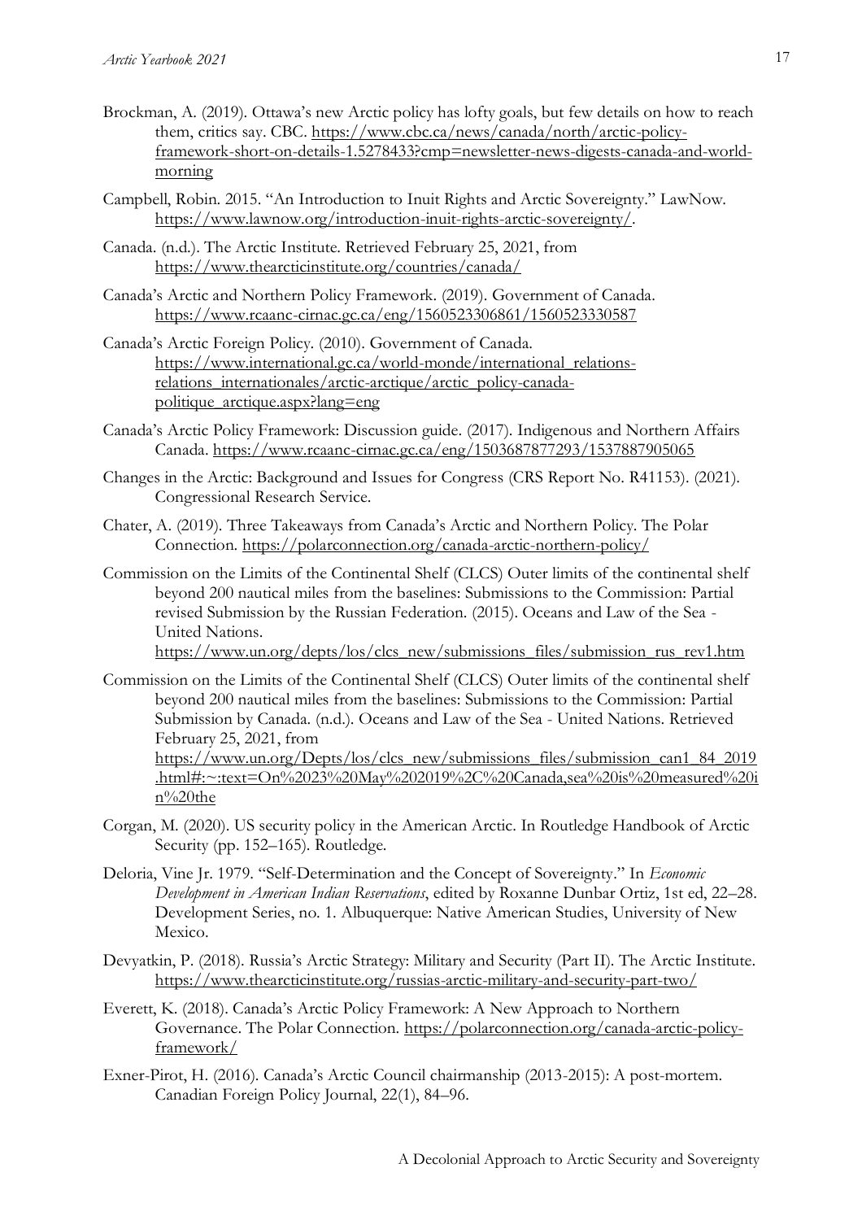Brockman, A. (2019). Ottawa's new Arctic policy has lofty goals, but few details on how to reach them, critics say. CBC. https://www.cbc.ca/news/canada/north/arctic-policy-framework-short-on-details-1.5278433?cmp=newsletter-news-digests-canada-and-world-morning

Campbell, Robin. 2015. "An Introduction to Inuit Rights and Arctic Sovereignty." LawNow. https://www.lawnow.org/introduction-inuit-rights-arctic-sovereignty/.

Canada. (n.d.). The Arctic Institute. Retrieved February 25, 2021, from https://www.thearcticinstitute.org/countries/canada/

Canada's Arctic and Northern Policy Framework. (2019). Government of Canada. https://www.rcaanc-cirnac.gc.ca/eng/1560523306861/1560523330587

Canada's Arctic Foreign Policy. (2010). Government of Canada. https://www.international.gc.ca/world-monde/international_relations-relations_internationales/arctic-arctique/arctic_policy-canada-politique_arctique.aspx?lang=eng

Canada's Arctic Policy Framework: Discussion guide. (2017). Indigenous and Northern Affairs Canada. https://www.rcaanc-cirnac.gc.ca/eng/1503687877293/1537887905065

Changes in the Arctic: Background and Issues for Congress (CRS Report No. R41153). (2021). Congressional Research Service.

Chater, A. (2019). Three Takeaways from Canada's Arctic and Northern Policy. The Polar Connection. https://polarconnection.org/canada-arctic-northern-policy/

Commission on the Limits of the Continental Shelf (CLCS) Outer limits of the continental shelf beyond 200 nautical miles from the baselines: Submissions to the Commission: Partial revised Submission by the Russian Federation. (2015). Oceans and Law of the Sea - United Nations. https://www.un.org/depts/los/clcs_new/submissions_files/submission_rus_rev1.htm

Commission on the Limits of the Continental Shelf (CLCS) Outer limits of the continental shelf beyond 200 nautical miles from the baselines: Submissions to the Commission: Partial Submission by Canada. (n.d.). Oceans and Law of the Sea - United Nations. Retrieved February 25, 2021, from https://www.un.org/Depts/los/clcs_new/submissions_files/submission_can1_84_2019.html#:~:text=On%2023%20May%202019%2C%20Canada,sea%20is%20measured%20in%20the

Corgan, M. (2020). US security policy in the American Arctic. In Routledge Handbook of Arctic Security (pp. 152–165). Routledge.

Deloria, Vine Jr. 1979. "Self-Determination and the Concept of Sovereignty." In *Economic Development in American Indian Reservations*, edited by Roxanne Dunbar Ortiz, 1st ed, 22–28. Development Series, no. 1. Albuquerque: Native American Studies, University of New Mexico.

Devyatkin, P. (2018). Russia's Arctic Strategy: Military and Security (Part II). The Arctic Institute. https://www.thearcticinstitute.org/russias-arctic-military-and-security-part-two/

Everett, K. (2018). Canada's Arctic Policy Framework: A New Approach to Northern Governance. The Polar Connection. https://polarconnection.org/canada-arctic-policy-framework/

Exner-Pirot, H. (2016). Canada's Arctic Council chairmanship (2013-2015): A post-mortem. Canadian Foreign Policy Journal, 22(1), 84–96.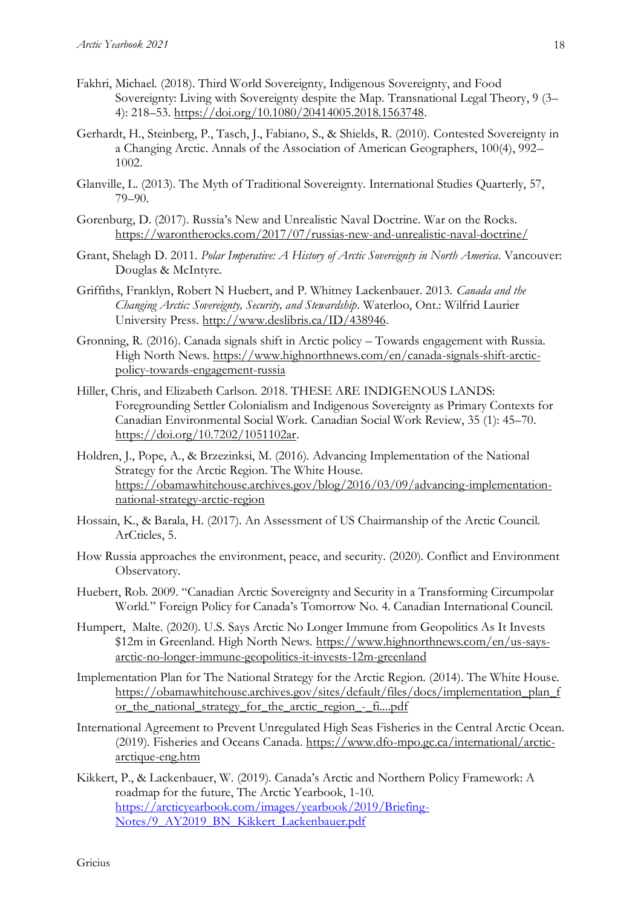Fakhri, Michael. (2018). Third World Sovereignty, Indigenous Sovereignty, and Food Sovereignty: Living with Sovereignty despite the Map. Transnational Legal Theory, 9 (3–4): 218–53. https://doi.org/10.1080/20414005.2018.1563748.

Gerhardt, H., Steinberg, P., Tasch, J., Fabiano, S., & Shields, R. (2010). Contested Sovereignty in a Changing Arctic. Annals of the Association of American Geographers, 100(4), 992–1002.

Glanville, L. (2013). The Myth of Traditional Sovereignty. International Studies Quarterly, 57, 79–90.

Gorenburg, D. (2017). Russia's New and Unrealistic Naval Doctrine. War on the Rocks. https://warontherocks.com/2017/07/russias-new-and-unrealistic-naval-doctrine/

Grant, Shelagh D. 2011. *Polar Imperative: A History of Arctic Sovereignty in North America*. Vancouver: Douglas & McIntyre.

Griffiths, Franklyn, Robert N Huebert, and P. Whitney Lackenbauer. 2013. *Canada and the Changing Arctic: Sovereignty, Security, and Stewardship*. Waterloo, Ont.: Wilfrid Laurier University Press. http://www.deslibris.ca/ID/438946.

Gronning, R. (2016). Canada signals shift in Arctic policy – Towards engagement with Russia. High North News. https://www.highnorthnews.com/en/canada-signals-shift-arctic-policy-towards-engagement-russia

Hiller, Chris, and Elizabeth Carlson. 2018. THESE ARE INDIGENOUS LANDS: Foregrounding Settler Colonialism and Indigenous Sovereignty as Primary Contexts for Canadian Environmental Social Work. Canadian Social Work Review, 35 (1): 45–70. https://doi.org/10.7202/1051102ar.

Holdren, J., Pope, A., & Brzezinksi, M. (2016). Advancing Implementation of the National Strategy for the Arctic Region. The White House. https://obamawhitehouse.archives.gov/blog/2016/03/09/advancing-implementation-national-strategy-arctic-region

Hossain, K., & Barala, H. (2017). An Assessment of US Chairmanship of the Arctic Council. ArCticles, 5.

How Russia approaches the environment, peace, and security. (2020). Conflict and Environment Observatory.

Huebert, Rob. 2009. "Canadian Arctic Sovereignty and Security in a Transforming Circumpolar World." Foreign Policy for Canada's Tomorrow No. 4. Canadian International Council.

Humpert, Malte. (2020). U.S. Says Arctic No Longer Immune from Geopolitics As It Invests $12m in Greenland. High North News. https://www.highnorthnews.com/en/us-says-arctic-no-longer-immune-geopolitics-it-invests-12m-greenland

Implementation Plan for The National Strategy for the Arctic Region. (2014). The White House. https://obamawhitehouse.archives.gov/sites/default/files/docs/implementation_plan_for_the_national_strategy_for_the_arctic_region_-_fi....pdf

International Agreement to Prevent Unregulated High Seas Fisheries in the Central Arctic Ocean. (2019). Fisheries and Oceans Canada. https://www.dfo-mpo.gc.ca/international/arctic-arctique-eng.htm

Kikkert, P., & Lackenbauer, W. (2019). Canada's Arctic and Northern Policy Framework: A roadmap for the future, The Arctic Yearbook, 1-10. https://arcticyearbook.com/images/yearbook/2019/Briefing-Notes/9_AY2019_BN_Kikkert_Lackenbauer.pdf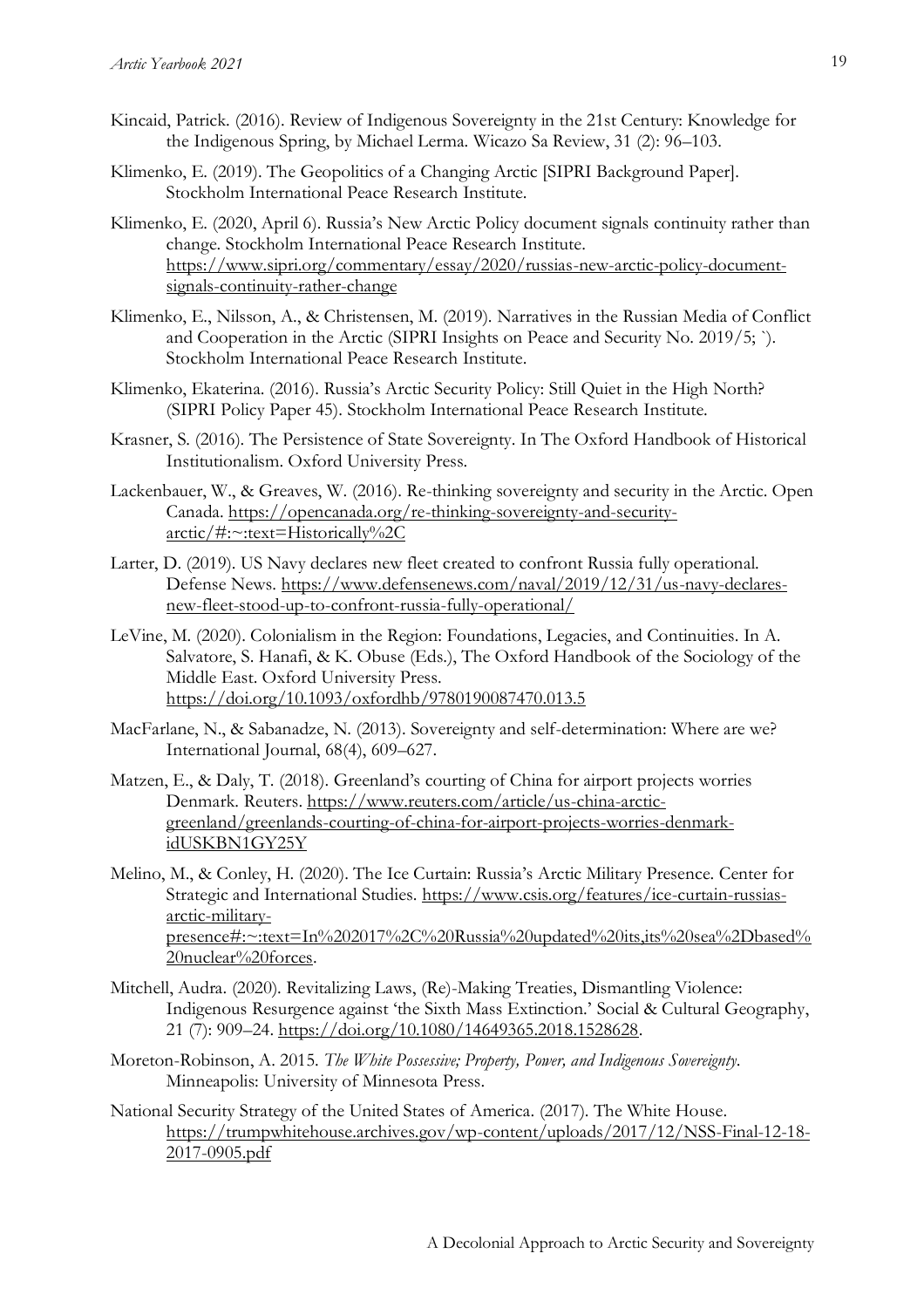Kincaid, Patrick. (2016). Review of Indigenous Sovereignty in the 21st Century: Knowledge for the Indigenous Spring, by Michael Lerma. Wicazo Sa Review, 31 (2): 96–103.

Klimenko, E. (2019). The Geopolitics of a Changing Arctic [SIPRI Background Paper]. Stockholm International Peace Research Institute.

Klimenko, E. (2020, April 6). Russia's New Arctic Policy document signals continuity rather than change. Stockholm International Peace Research Institute. https://www.sipri.org/commentary/essay/2020/russias-new-arctic-policy-document-signals-continuity-rather-change

Klimenko, E., Nilsson, A., & Christensen, M. (2019). Narratives in the Russian Media of Conflict and Cooperation in the Arctic (SIPRI Insights on Peace and Security No. 2019/5; `). Stockholm International Peace Research Institute.

Klimenko, Ekaterina. (2016). Russia's Arctic Security Policy: Still Quiet in the High North? (SIPRI Policy Paper 45). Stockholm International Peace Research Institute.

Krasner, S. (2016). The Persistence of State Sovereignty. In The Oxford Handbook of Historical Institutionalism. Oxford University Press.

Lackenbauer, W., & Greaves, W. (2016). Re-thinking sovereignty and security in the Arctic. Open Canada. https://opencanada.org/re-thinking-sovereignty-and-security-arctic/#:~:text=Historically%2C

Larter, D. (2019). US Navy declares new fleet created to confront Russia fully operational. Defense News. https://www.defensenews.com/naval/2019/12/31/us-navy-declares-new-fleet-stood-up-to-confront-russia-fully-operational/

LeVine, M. (2020). Colonialism in the Region: Foundations, Legacies, and Continuities. In A. Salvatore, S. Hanafi, & K. Obuse (Eds.), The Oxford Handbook of the Sociology of the Middle East. Oxford University Press. https://doi.org/10.1093/oxfordhb/9780190087470.013.5

MacFarlane, N., & Sabanadze, N. (2013). Sovereignty and self-determination: Where are we? International Journal, 68(4), 609–627.

Matzen, E., & Daly, T. (2018). Greenland's courting of China for airport projects worries Denmark. Reuters. https://www.reuters.com/article/us-china-arctic-greenland/greenlands-courting-of-china-for-airport-projects-worries-denmark-idUSKBN1GY25Y

Melino, M., & Conley, H. (2020). The Ice Curtain: Russia's Arctic Military Presence. Center for Strategic and International Studies. https://www.csis.org/features/ice-curtain-russias-arctic-military-presence#:~:text=In%202017%2C%20Russia%20updated%20its,its%20sea%2Dbased%20nuclear%20forces.

Mitchell, Audra. (2020). Revitalizing Laws, (Re)-Making Treaties, Dismantling Violence: Indigenous Resurgence against 'the Sixth Mass Extinction.' Social & Cultural Geography, 21 (7): 909–24. https://doi.org/10.1080/14649365.2018.1528628.

Moreton-Robinson, A. 2015. *The White Possessive; Property, Power, and Indigenous Sovereignty*. Minneapolis: University of Minnesota Press.

National Security Strategy of the United States of America. (2017). The White House. https://trumpwhitehouse.archives.gov/wp-content/uploads/2017/12/NSS-Final-12-18-2017-0905.pdf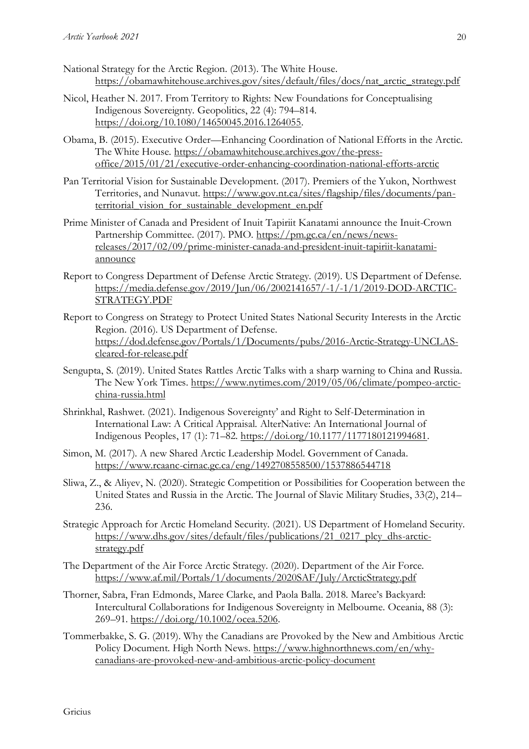National Strategy for the Arctic Region. (2013). The White House. https://obamawhitehouse.archives.gov/sites/default/files/docs/nat_arctic_strategy.pdf

Nicol, Heather N. 2017. From Territory to Rights: New Foundations for Conceptualising Indigenous Sovereignty. Geopolitics, 22 (4): 794–814. https://doi.org/10.1080/14650045.2016.1264055.

Obama, B. (2015). Executive Order—Enhancing Coordination of National Efforts in the Arctic. The White House. https://obamawhitehouse.archives.gov/the-press-office/2015/01/21/executive-order-enhancing-coordination-national-efforts-arctic

Pan Territorial Vision for Sustainable Development. (2017). Premiers of the Yukon, Northwest Territories, and Nunavut. https://www.gov.nt.ca/sites/flagship/files/documents/pan-territorial_vision_for_sustainable_development_en.pdf

Prime Minister of Canada and President of Inuit Tapiriit Kanatami announce the Inuit-Crown Partnership Committee. (2017). PMO. https://pm.gc.ca/en/news/news-releases/2017/02/09/prime-minister-canada-and-president-inuit-tapiriit-kanatami-announce

Report to Congress Department of Defense Arctic Strategy. (2019). US Department of Defense. https://media.defense.gov/2019/Jun/06/2002141657/-1/-1/1/2019-DOD-ARCTIC-STRATEGY.PDF

Report to Congress on Strategy to Protect United States National Security Interests in the Arctic Region. (2016). US Department of Defense. https://dod.defense.gov/Portals/1/Documents/pubs/2016-Arctic-Strategy-UNCLAS-cleared-for-release.pdf

Sengupta, S. (2019). United States Rattles Arctic Talks with a sharp warning to China and Russia. The New York Times. https://www.nytimes.com/2019/05/06/climate/pompeo-arctic-china-russia.html

Shrinkhal, Rashwet. (2021). Indigenous Sovereignty' and Right to Self-Determination in International Law: A Critical Appraisal. AlterNative: An International Journal of Indigenous Peoples, 17 (1): 71–82. https://doi.org/10.1177/1177180121994681.

Simon, M. (2017). A new Shared Arctic Leadership Model. Government of Canada. https://www.rcaanc-cirnac.gc.ca/eng/1492708558500/1537886544718

Sliwa, Z., & Aliyev, N. (2020). Strategic Competition or Possibilities for Cooperation between the United States and Russia in the Arctic. The Journal of Slavic Military Studies, 33(2), 214–236.

Strategic Approach for Arctic Homeland Security. (2021). US Department of Homeland Security. https://www.dhs.gov/sites/default/files/publications/21_0217_plcy_dhs-arctic-strategy.pdf

The Department of the Air Force Arctic Strategy. (2020). Department of the Air Force. https://www.af.mil/Portals/1/documents/2020SAF/July/ArcticStrategy.pdf

Thorner, Sabra, Fran Edmonds, Maree Clarke, and Paola Balla. 2018. Maree's Backyard: Intercultural Collaborations for Indigenous Sovereignty in Melbourne. Oceania, 88 (3): 269–91. https://doi.org/10.1002/ocea.5206.

Tommerbakke, S. G. (2019). Why the Canadians are Provoked by the New and Ambitious Arctic Policy Document. High North News. https://www.highnorthnews.com/en/why-canadians-are-provoked-new-and-ambitious-arctic-policy-document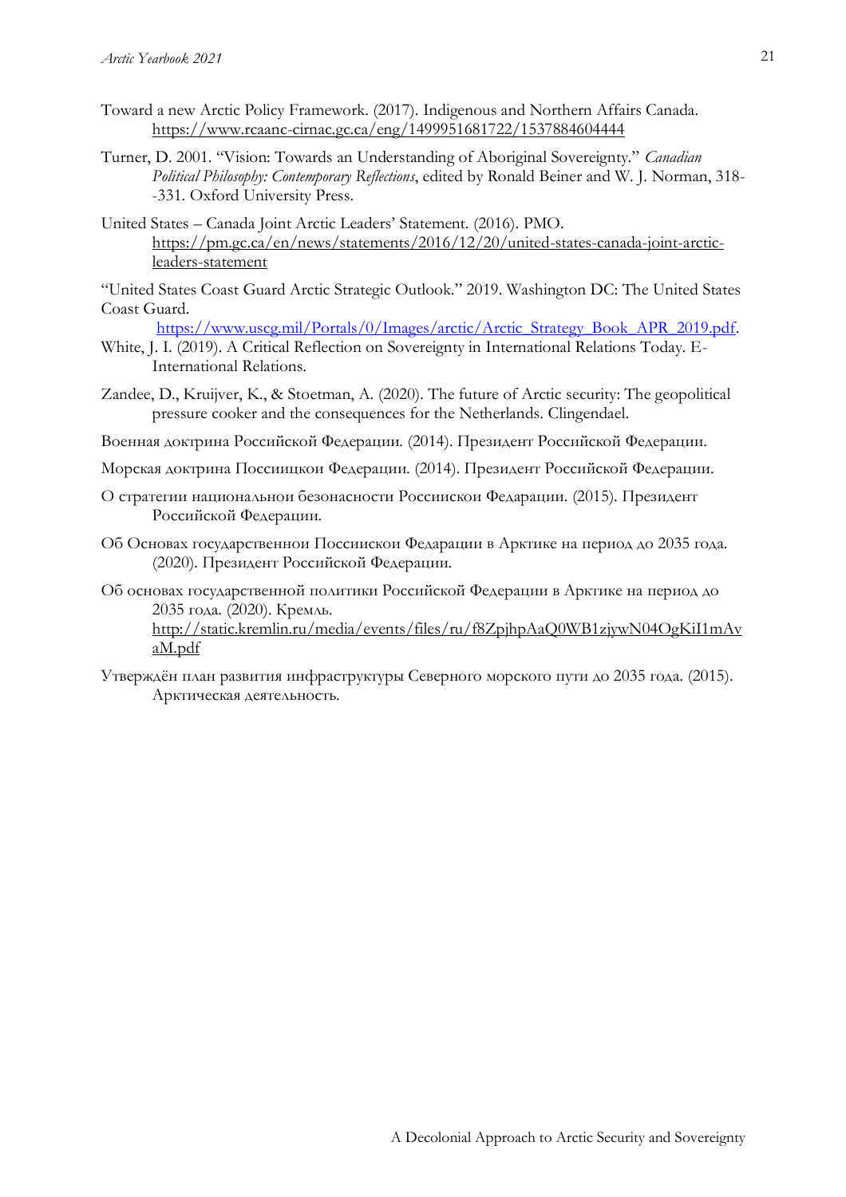Toward a new Arctic Policy Framework. (2017). Indigenous and Northern Affairs Canada. https://www.rcaanc-cirnac.gc.ca/eng/1499951681722/1537884604444

Turner, D. 2001. "Vision: Towards an Understanding of Aboriginal Sovereignty." *Canadian Political Philosophy: Contemporary Reflections*, edited by Ronald Beiner and W. J. Norman, 318--331. Oxford University Press.

United States – Canada Joint Arctic Leaders' Statement. (2016). PMO. https://pm.gc.ca/en/news/statements/2016/12/20/united-states-canada-joint-arctic-leaders-statement

"United States Coast Guard Arctic Strategic Outlook." 2019. Washington DC: The United States Coast Guard. https://www.uscg.mil/Portals/0/Images/arctic/Arctic_Strategy_Book_APR_2019.pdf.

White, J. I. (2019). A Critical Reflection on Sovereignty in International Relations Today. E-International Relations.

Zandee, D., Kruijver, K., & Stoetman, A. (2020). The future of Arctic security: The geopolitical pressure cooker and the consequences for the Netherlands. Clingendael.

Военная доктрина Российской Федерации. (2014). Президент Российской Федерации.

Морская доктрина Поссиицкои Федерации. (2014). Президент Российской Федерации.

О стратегии национальнои безонасности Россиискои Федарации. (2015). Президент Российской Федерации.

Об Основах государственнои Поссиискои Федарации в Арктике на период до 2035 года. (2020). Президент Российской Федерации.

Об основах государственной политики Российской Федерации в Арктике на период до 2035 года. (2020). Кремль. http://static.kremlin.ru/media/events/files/ru/f8ZpjhpAaQ0WB1zjywN04OgKiI1mAvaM.pdf

Утверждён план развития инфраструктуры Северного морского пути до 2035 года. (2015). Арктическая деятельность.